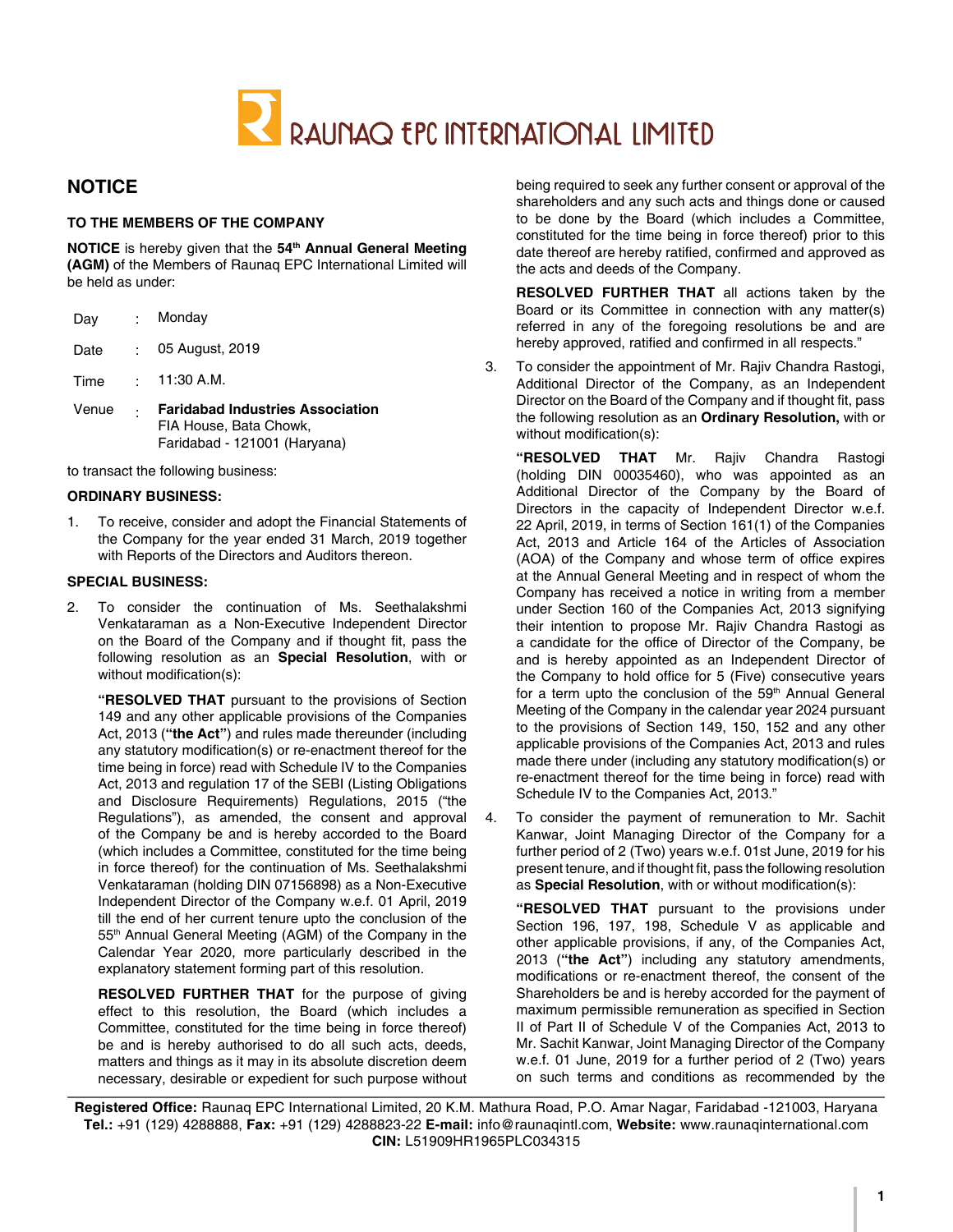# RAUNAQ EPC INTERNATIONAL LIMITED

## NOTICE

**TO THE MEMBERS OF THE COMPANY**

**NOTICE** is hereby given that the **54th Annual General Meeting (AGM)** of the Members of Raunaq EPC International Limited will be held as under:

| | | |
|---|---|---|
| Day | : | Monday |
| Date | : | 05 August, 2019 |
| Time | : | 11:30 A.M. |
| Venue | : | **Faridabad Industries Association** FIA House, Bata Chowk, Faridabad - 121001 (Haryana) |

to transact the following business:

**ORDINARY BUSINESS:**

1. To receive, consider and adopt the Financial Statements of the Company for the year ended 31 March, 2019 together with Reports of the Directors and Auditors thereon.

**SPECIAL BUSINESS:**

2. To consider the continuation of Ms. Seethalakshmi Venkataraman as a Non-Executive Independent Director on the Board of the Company and if thought fit, pass the following resolution as an **Special Resolution**, with or without modification(s):

   **"RESOLVED THAT** pursuant to the provisions of Section 149 and any other applicable provisions of the Companies Act, 2013 (**"the Act"**) and rules made thereunder (including any statutory modification(s) or re-enactment thereof for the time being in force) read with Schedule IV to the Companies Act, 2013 and regulation 17 of the SEBI (Listing Obligations and Disclosure Requirements) Regulations, 2015 ("the Regulations"), as amended, the consent and approval of the Company be and is hereby accorded to the Board (which includes a Committee, constituted for the time being in force thereof) for the continuation of Ms. Seethalakshmi Venkataraman (holding DIN 07156898) as a Non-Executive Independent Director of the Company w.e.f. 01 April, 2019 till the end of her current tenure upto the conclusion of the 55th Annual General Meeting (AGM) of the Company in the Calendar Year 2020, more particularly described in the explanatory statement forming part of this resolution.

   **RESOLVED FURTHER THAT** for the purpose of giving effect to this resolution, the Board (which includes a Committee, constituted for the time being in force thereof) be and is hereby authorised to do all such acts, deeds, matters and things as it may in its absolute discretion deem necessary, desirable or expedient for such purpose without being required to seek any further consent or approval of the shareholders and any such acts and things done or caused to be done by the Board (which includes a Committee, constituted for the time being in force thereof) prior to this date thereof are hereby ratified, confirmed and approved as the acts and deeds of the Company.

   **RESOLVED FURTHER THAT** all actions taken by the Board or its Committee in connection with any matter(s) referred in any of the foregoing resolutions be and are hereby approved, ratified and confirmed in all respects."

3. To consider the appointment of Mr. Rajiv Chandra Rastogi, Additional Director of the Company, as an Independent Director on the Board of the Company and if thought fit, pass the following resolution as an **Ordinary Resolution,** with or without modification(s):

   **"RESOLVED THAT** Mr. Rajiv Chandra Rastogi (holding DIN 00035460), who was appointed as an Additional Director of the Company by the Board of Directors in the capacity of Independent Director w.e.f. 22 April, 2019, in terms of Section 161(1) of the Companies Act, 2013 and Article 164 of the Articles of Association (AOA) of the Company and whose term of office expires at the Annual General Meeting and in respect of whom the Company has received a notice in writing from a member under Section 160 of the Companies Act, 2013 signifying their intention to propose Mr. Rajiv Chandra Rastogi as a candidate for the office of Director of the Company, be and is hereby appointed as an Independent Director of the Company to hold office for 5 (Five) consecutive years for a term upto the conclusion of the 59th Annual General Meeting of the Company in the calendar year 2024 pursuant to the provisions of Section 149, 150, 152 and any other applicable provisions of the Companies Act, 2013 and rules made there under (including any statutory modification(s) or re-enactment thereof for the time being in force) read with Schedule IV to the Companies Act, 2013."

4. To consider the payment of remuneration to Mr. Sachit Kanwar, Joint Managing Director of the Company for a further period of 2 (Two) years w.e.f. 01st June, 2019 for his present tenure, and if thought fit, pass the following resolution as **Special Resolution**, with or without modification(s):

   **"RESOLVED THAT** pursuant to the provisions under Section 196, 197, 198, Schedule V as applicable and other applicable provisions, if any, of the Companies Act, 2013 (**"the Act"**) including any statutory amendments, modifications or re-enactment thereof, the consent of the Shareholders be and is hereby accorded for the payment of maximum permissible remuneration as specified in Section II of Part II of Schedule V of the Companies Act, 2013 to Mr. Sachit Kanwar, Joint Managing Director of the Company w.e.f. 01 June, 2019 for a further period of 2 (Two) years on such terms and conditions as recommended by the

**Registered Office:** Raunaq EPC International Limited, 20 K.M. Mathura Road, P.O. Amar Nagar, Faridabad -121003, Haryana
**Tel.:** +91 (129) 4288888, **Fax:** +91 (129) 4288823-22 **E-mail:** info@raunaqintl.com, **Website:** www.raunaqinternational.com
**CIN:** L51909HR1965PLC034315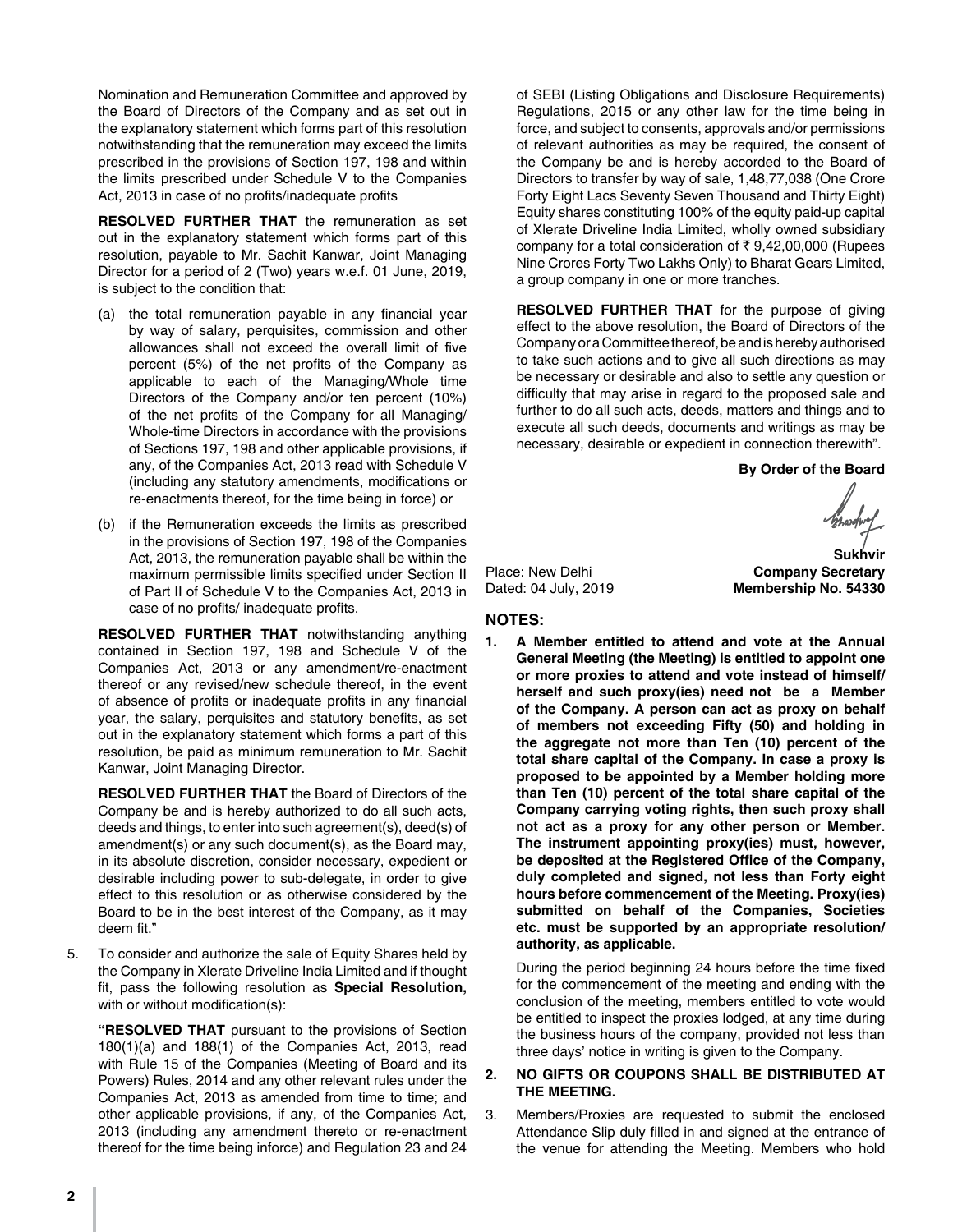Nomination and Remuneration Committee and approved by the Board of Directors of the Company and as set out in the explanatory statement which forms part of this resolution notwithstanding that the remuneration may exceed the limits prescribed in the provisions of Section 197, 198 and within the limits prescribed under Schedule V to the Companies Act, 2013 in case of no profits/inadequate profits

**RESOLVED FURTHER THAT** the remuneration as set out in the explanatory statement which forms part of this resolution, payable to Mr. Sachit Kanwar, Joint Managing Director for a period of 2 (Two) years w.e.f. 01 June, 2019, is subject to the condition that:

(a) the total remuneration payable in any financial year by way of salary, perquisites, commission and other allowances shall not exceed the overall limit of five percent (5%) of the net profits of the Company as applicable to each of the Managing/Whole time Directors of the Company and/or ten percent (10%) of the net profits of the Company for all Managing/Whole-time Directors in accordance with the provisions of Sections 197, 198 and other applicable provisions, if any, of the Companies Act, 2013 read with Schedule V (including any statutory amendments, modifications or re-enactments thereof, for the time being in force) or

(b) if the Remuneration exceeds the limits as prescribed in the provisions of Section 197, 198 of the Companies Act, 2013, the remuneration payable shall be within the maximum permissible limits specified under Section II of Part II of Schedule V to the Companies Act, 2013 in case of no profits/ inadequate profits.

**RESOLVED FURTHER THAT** notwithstanding anything contained in Section 197, 198 and Schedule V of the Companies Act, 2013 or any amendment/re-enactment thereof or any revised/new schedule thereof, in the event of absence of profits or inadequate profits in any financial year, the salary, perquisites and statutory benefits, as set out in the explanatory statement which forms a part of this resolution, be paid as minimum remuneration to Mr. Sachit Kanwar, Joint Managing Director.

**RESOLVED FURTHER THAT** the Board of Directors of the Company be and is hereby authorized to do all such acts, deeds and things, to enter into such agreement(s), deed(s) of amendment(s) or any such document(s), as the Board may, in its absolute discretion, consider necessary, expedient or desirable including power to sub-delegate, in order to give effect to this resolution or as otherwise considered by the Board to be in the best interest of the Company, as it may deem fit."

5. To consider and authorize the sale of Equity Shares held by the Company in Xlerate Driveline India Limited and if thought fit, pass the following resolution as **Special Resolution,** with or without modification(s):

**"RESOLVED THAT** pursuant to the provisions of Section 180(1)(a) and 188(1) of the Companies Act, 2013, read with Rule 15 of the Companies (Meeting of Board and its Powers) Rules, 2014 and any other relevant rules under the Companies Act, 2013 as amended from time to time; and other applicable provisions, if any, of the Companies Act, 2013 (including any amendment thereto or re-enactment thereof for the time being inforce) and Regulation 23 and 24 of SEBI (Listing Obligations and Disclosure Requirements) Regulations, 2015 or any other law for the time being in force, and subject to consents, approvals and/or permissions of relevant authorities as may be required, the consent of the Company be and is hereby accorded to the Board of Directors to transfer by way of sale, 1,48,77,038 (One Crore Forty Eight Lacs Seventy Seven Thousand and Thirty Eight) Equity shares constituting 100% of the equity paid-up capital of Xlerate Driveline India Limited, wholly owned subsidiary company for a total consideration of ₹ 9,42,00,000 (Rupees Nine Crores Forty Two Lakhs Only) to Bharat Gears Limited, a group company in one or more tranches.

**RESOLVED FURTHER THAT** for the purpose of giving effect to the above resolution, the Board of Directors of the Company or a Committee thereof, be and is hereby authorised to take such actions and to give all such directions as may be necessary or desirable and also to settle any question or difficulty that may arise in regard to the proposed sale and further to do all such acts, deeds, matters and things and to execute all such deeds, documents and writings as may be necessary, desirable or expedient in connection therewith".

**By Order of the Board**

**Sukhvir**
**Company Secretary**
**Membership No. 54330**

Place: New Delhi
Dated: 04 July, 2019

## NOTES:

1. **A Member entitled to attend and vote at the Annual General Meeting (the Meeting) is entitled to appoint one or more proxies to attend and vote instead of himself/herself and such proxy(ies) need not be a Member of the Company. A person can act as proxy on behalf of members not exceeding Fifty (50) and holding in the aggregate not more than Ten (10) percent of the total share capital of the Company. In case a proxy is proposed to be appointed by a Member holding more than Ten (10) percent of the total share capital of the Company carrying voting rights, then such proxy shall not act as a proxy for any other person or Member. The instrument appointing proxy(ies) must, however, be deposited at the Registered Office of the Company, duly completed and signed, not less than Forty eight hours before commencement of the Meeting. Proxy(ies) submitted on behalf of the Companies, Societies etc. must be supported by an appropriate resolution/authority, as applicable.**

   During the period beginning 24 hours before the time fixed for the commencement of the meeting and ending with the conclusion of the meeting, members entitled to vote would be entitled to inspect the proxies lodged, at any time during the business hours of the company, provided not less than three days' notice in writing is given to the Company.

2. **NO GIFTS OR COUPONS SHALL BE DISTRIBUTED AT THE MEETING.**

3. Members/Proxies are requested to submit the enclosed Attendance Slip duly filled in and signed at the entrance of the venue for attending the Meeting. Members who hold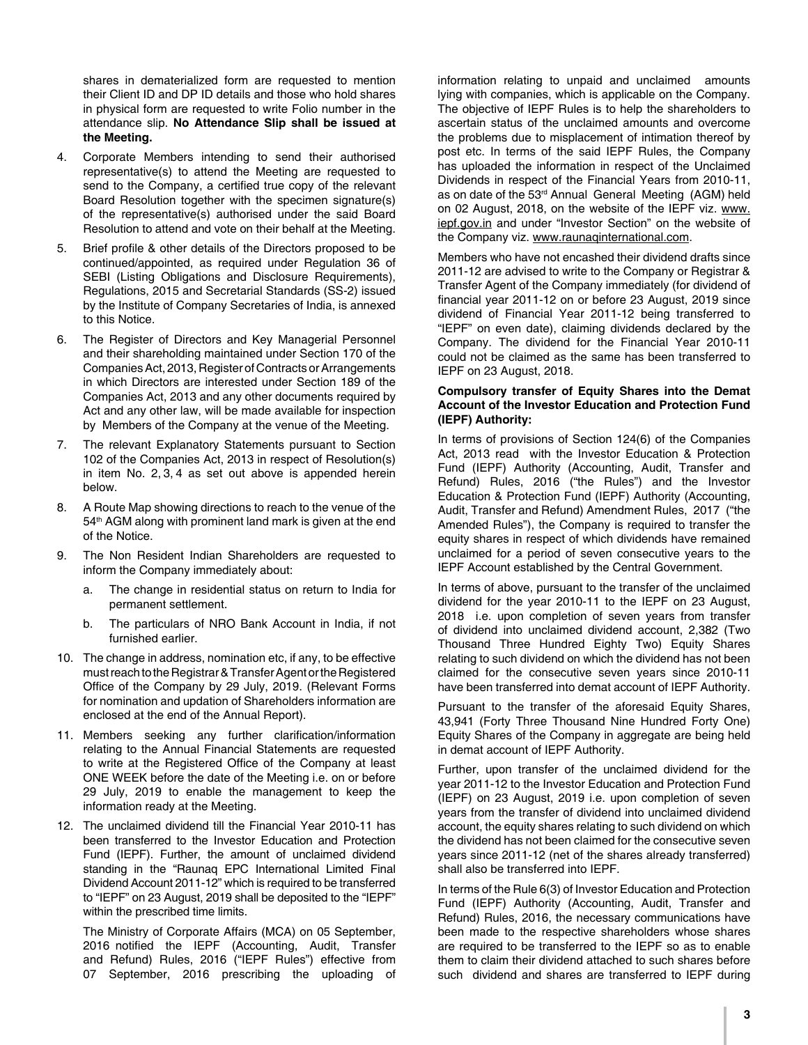shares in dematerialized form are requested to mention their Client ID and DP ID details and those who hold shares in physical form are requested to write Folio number in the attendance slip. **No Attendance Slip shall be issued at the Meeting.**

4. Corporate Members intending to send their authorised representative(s) to attend the Meeting are requested to send to the Company, a certified true copy of the relevant Board Resolution together with the specimen signature(s) of the representative(s) authorised under the said Board Resolution to attend and vote on their behalf at the Meeting.

5. Brief profile & other details of the Directors proposed to be continued/appointed, as required under Regulation 36 of SEBI (Listing Obligations and Disclosure Requirements), Regulations, 2015 and Secretarial Standards (SS-2) issued by the Institute of Company Secretaries of India, is annexed to this Notice.

6. The Register of Directors and Key Managerial Personnel and their shareholding maintained under Section 170 of the Companies Act, 2013, Register of Contracts or Arrangements in which Directors are interested under Section 189 of the Companies Act, 2013 and any other documents required by Act and any other law, will be made available for inspection by Members of the Company at the venue of the Meeting.

7. The relevant Explanatory Statements pursuant to Section 102 of the Companies Act, 2013 in respect of Resolution(s) in item No. 2, 3, 4 as set out above is appended herein below.

8. A Route Map showing directions to reach to the venue of the 54th AGM along with prominent land mark is given at the end of the Notice.

9. The Non Resident Indian Shareholders are requested to inform the Company immediately about:

   a. The change in residential status on return to India for permanent settlement.

   b. The particulars of NRO Bank Account in India, if not furnished earlier.

10. The change in address, nomination etc, if any, to be effective must reach to the Registrar & Transfer Agent or the Registered Office of the Company by 29 July, 2019. (Relevant Forms for nomination and updation of Shareholders information are enclosed at the end of the Annual Report).

11. Members seeking any further clarification/information relating to the Annual Financial Statements are requested to write at the Registered Office of the Company at least ONE WEEK before the date of the Meeting i.e. on or before 29 July, 2019 to enable the management to keep the information ready at the Meeting.

12. The unclaimed dividend till the Financial Year 2010-11 has been transferred to the Investor Education and Protection Fund (IEPF). Further, the amount of unclaimed dividend standing in the "Raunaq EPC International Limited Final Dividend Account 2011-12" which is required to be transferred to "IEPF" on 23 August, 2019 shall be deposited to the "IEPF" within the prescribed time limits.

    The Ministry of Corporate Affairs (MCA) on 05 September, 2016 notified the IEPF (Accounting, Audit, Transfer and Refund) Rules, 2016 ("IEPF Rules") effective from 07 September, 2016 prescribing the uploading of information relating to unpaid and unclaimed amounts lying with companies, which is applicable on the Company. The objective of IEPF Rules is to help the shareholders to ascertain status of the unclaimed amounts and overcome the problems due to misplacement of intimation thereof by post etc. In terms of the said IEPF Rules, the Company has uploaded the information in respect of the Unclaimed Dividends in respect of the Financial Years from 2010-11, as on date of the 53rd Annual General Meeting (AGM) held on 02 August, 2018, on the website of the IEPF viz. www.iepf.gov.in and under "Investor Section" on the website of the Company viz. www.raunaqinternational.com.

    Members who have not encashed their dividend drafts since 2011-12 are advised to write to the Company or Registrar & Transfer Agent of the Company immediately (for dividend of financial year 2011-12 on or before 23 August, 2019 since dividend of Financial Year 2011-12 being transferred to "IEPF" on even date), claiming dividends declared by the Company. The dividend for the Financial Year 2010-11 could not be claimed as the same has been transferred to IEPF on 23 August, 2018.

    **Compulsory transfer of Equity Shares into the Demat Account of the Investor Education and Protection Fund (IEPF) Authority:**

    In terms of provisions of Section 124(6) of the Companies Act, 2013 read with the Investor Education & Protection Fund (IEPF) Authority (Accounting, Audit, Transfer and Refund) Rules, 2016 ("the Rules") and the Investor Education & Protection Fund (IEPF) Authority (Accounting, Audit, Transfer and Refund) Amendment Rules, 2017 ("the Amended Rules"), the Company is required to transfer the equity shares in respect of which dividends have remained unclaimed for a period of seven consecutive years to the IEPF Account established by the Central Government.

    In terms of above, pursuant to the transfer of the unclaimed dividend for the year 2010-11 to the IEPF on 23 August, 2018 i.e. upon completion of seven years from transfer of dividend into unclaimed dividend account, 2,382 (Two Thousand Three Hundred Eighty Two) Equity Shares relating to such dividend on which the dividend has not been claimed for the consecutive seven years since 2010-11 have been transferred into demat account of IEPF Authority.

    Pursuant to the transfer of the aforesaid Equity Shares, 43,941 (Forty Three Thousand Nine Hundred Forty One) Equity Shares of the Company in aggregate are being held in demat account of IEPF Authority.

    Further, upon transfer of the unclaimed dividend for the year 2011-12 to the Investor Education and Protection Fund (IEPF) on 23 August, 2019 i.e. upon completion of seven years from the transfer of dividend into unclaimed dividend account, the equity shares relating to such dividend on which the dividend has not been claimed for the consecutive seven years since 2011-12 (net of the shares already transferred) shall also be transferred into IEPF.

    In terms of the Rule 6(3) of Investor Education and Protection Fund (IEPF) Authority (Accounting, Audit, Transfer and Refund) Rules, 2016, the necessary communications have been made to the respective shareholders whose shares are required to be transferred to the IEPF so as to enable them to claim their dividend attached to such shares before such dividend and shares are transferred to IEPF during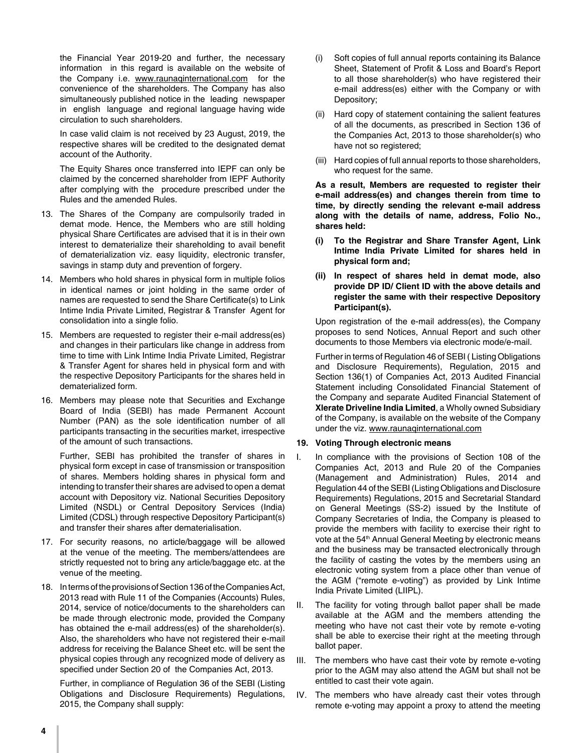the Financial Year 2019-20 and further, the necessary information in this regard is available on the website of the Company i.e. www.raunaqinternational.com for the convenience of the shareholders. The Company has also simultaneously published notice in the leading newspaper in english language and regional language having wide circulation to such shareholders.

In case valid claim is not received by 23 August, 2019, the respective shares will be credited to the designated demat account of the Authority.

The Equity Shares once transferred into IEPF can only be claimed by the concerned shareholder from IEPF Authority after complying with the procedure prescribed under the Rules and the amended Rules.

13. The Shares of the Company are compulsorily traded in demat mode. Hence, the Members who are still holding physical Share Certificates are advised that it is in their own interest to dematerialize their shareholding to avail benefit of dematerialization viz. easy liquidity, electronic transfer, savings in stamp duty and prevention of forgery.

14. Members who hold shares in physical form in multiple folios in identical names or joint holding in the same order of names are requested to send the Share Certificate(s) to Link Intime India Private Limited, Registrar & Transfer Agent for consolidation into a single folio.

15. Members are requested to register their e-mail address(es) and changes in their particulars like change in address from time to time with Link Intime India Private Limited, Registrar & Transfer Agent for shares held in physical form and with the respective Depository Participants for the shares held in dematerialized form.

16. Members may please note that Securities and Exchange Board of India (SEBI) has made Permanent Account Number (PAN) as the sole identification number of all participants transacting in the securities market, irrespective of the amount of such transactions.

    Further, SEBI has prohibited the transfer of shares in physical form except in case of transmission or transposition of shares. Members holding shares in physical form and intending to transfer their shares are advised to open a demat account with Depository viz. National Securities Depository Limited (NSDL) or Central Depository Services (India) Limited (CDSL) through respective Depository Participant(s) and transfer their shares after dematerialisation.

17. For security reasons, no article/baggage will be allowed at the venue of the meeting. The members/attendees are strictly requested not to bring any article/baggage etc. at the venue of the meeting.

18. In terms of the provisions of Section 136 of the Companies Act, 2013 read with Rule 11 of the Companies (Accounts) Rules, 2014, service of notice/documents to the shareholders can be made through electronic mode, provided the Company has obtained the e-mail address(es) of the shareholder(s). Also, the shareholders who have not registered their e-mail address for receiving the Balance Sheet etc. will be sent the physical copies through any recognized mode of delivery as specified under Section 20 of the Companies Act, 2013.

    Further, in compliance of Regulation 36 of the SEBI (Listing Obligations and Disclosure Requirements) Regulations, 2015, the Company shall supply:

    (i) Soft copies of full annual reports containing its Balance Sheet, Statement of Profit & Loss and Board's Report to all those shareholder(s) who have registered their e-mail address(es) either with the Company or with Depository;

    (ii) Hard copy of statement containing the salient features of all the documents, as prescribed in Section 136 of the Companies Act, 2013 to those shareholder(s) who have not so registered;

    (iii) Hard copies of full annual reports to those shareholders, who request for the same.

    **As a result, Members are requested to register their e-mail address(es) and changes therein from time to time, by directly sending the relevant e-mail address along with the details of name, address, Folio No., shares held:**

    **(i) To the Registrar and Share Transfer Agent, Link Intime India Private Limited for shares held in physical form and;**

    **(ii) In respect of shares held in demat mode, also provide DP ID/ Client ID with the above details and register the same with their respective Depository Participant(s).**

    Upon registration of the e-mail address(es), the Company proposes to send Notices, Annual Report and such other documents to those Members via electronic mode/e-mail.

    Further in terms of Regulation 46 of SEBI ( Listing Obligations and Disclosure Requirements), Regulation, 2015 and Section 136(1) of Companies Act, 2013 Audited Financial Statement including Consolidated Financial Statement of the Company and separate Audited Financial Statement of **Xlerate Driveline India Limited**, a Wholly owned Subsidiary of the Company, is available on the website of the Company under the viz. www.raunaqinternational.com

**19. Voting Through electronic means**

I. In compliance with the provisions of Section 108 of the Companies Act, 2013 and Rule 20 of the Companies (Management and Administration) Rules, 2014 and Regulation 44 of the SEBI (Listing Obligations and Disclosure Requirements) Regulations, 2015 and Secretarial Standard on General Meetings (SS-2) issued by the Institute of Company Secretaries of India, the Company is pleased to provide the members with facility to exercise their right to vote at the 54th Annual General Meeting by electronic means and the business may be transacted electronically through the facility of casting the votes by the members using an electronic voting system from a place other than venue of the AGM ("remote e-voting") as provided by Link Intime India Private Limited (LIIPL).

II. The facility for voting through ballot paper shall be made available at the AGM and the members attending the meeting who have not cast their vote by remote e-voting shall be able to exercise their right at the meeting through ballot paper.

III. The members who have cast their vote by remote e-voting prior to the AGM may also attend the AGM but shall not be entitled to cast their vote again.

IV. The members who have already cast their votes through remote e-voting may appoint a proxy to attend the meeting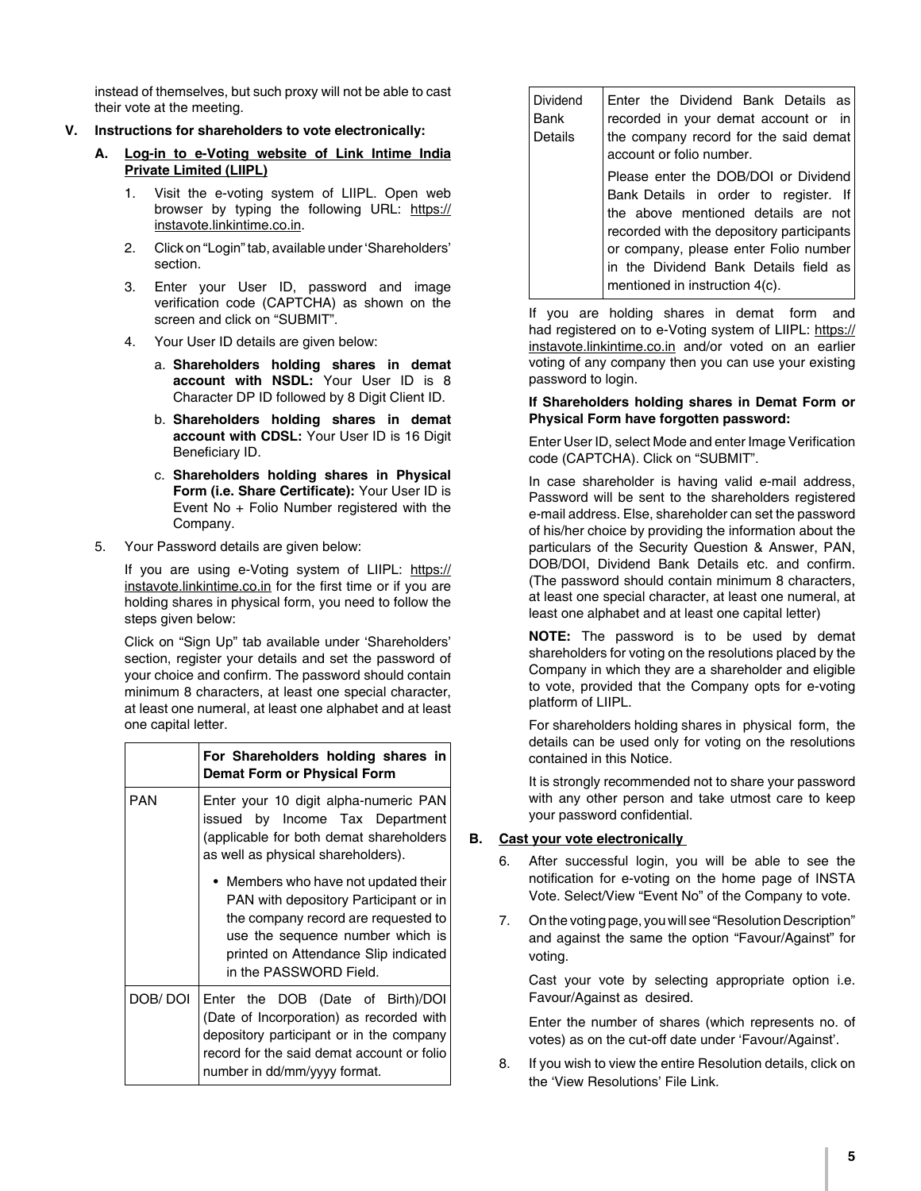instead of themselves, but such proxy will not be able to cast their vote at the meeting.

**V. Instructions for shareholders to vote electronically:**

**A. Log-in to e-Voting website of Link Intime India Private Limited (LIIPL)**

1. Visit the e-voting system of LIIPL. Open web browser by typing the following URL: https://instavote.linkintime.co.in.
2. Click on "Login" tab, available under 'Shareholders' section.
3. Enter your User ID, password and image verification code (CAPTCHA) as shown on the screen and click on "SUBMIT".
4. Your User ID details are given below:
   a. **Shareholders holding shares in demat account with NSDL:** Your User ID is 8 Character DP ID followed by 8 Digit Client ID.
   b. **Shareholders holding shares in demat account with CDSL:** Your User ID is 16 Digit Beneficiary ID.
   c. **Shareholders holding shares in Physical Form (i.e. Share Certificate):** Your User ID is Event No + Folio Number registered with the Company.
5. Your Password details are given below:

   If you are using e-Voting system of LIIPL: https://instavote.linkintime.co.in for the first time or if you are holding shares in physical form, you need to follow the steps given below:

   Click on "Sign Up" tab available under 'Shareholders' section, register your details and set the password of your choice and confirm. The password should contain minimum 8 characters, at least one special character, at least one numeral, at least one alphabet and at least one capital letter.

| | **For Shareholders holding shares in Demat Form or Physical Form** |
|---|---|
| PAN | Enter your 10 digit alpha-numeric PAN issued by Income Tax Department (applicable for both demat shareholders as well as physical shareholders).<br>• Members who have not updated their PAN with depository Participant or in the company record are requested to use the sequence number which is printed on Attendance Slip indicated in the PASSWORD Field. |
| DOB/ DOI | Enter the DOB (Date of Birth)/DOI (Date of Incorporation) as recorded with depository participant or in the company record for the said demat account or folio number in dd/mm/yyyy format. |
| Dividend Bank Details | Enter the Dividend Bank Details as recorded in your demat account or in the company record for the said demat account or folio number.<br>Please enter the DOB/DOI or Dividend Bank Details in order to register. If the above mentioned details are not recorded with the depository participants or company, please enter Folio number in the Dividend Bank Details field as mentioned in instruction 4(c). |

   If you are holding shares in demat form and had registered on to e-Voting system of LIIPL: https://instavote.linkintime.co.in and/or voted on an earlier voting of any company then you can use your existing password to login.

   **If Shareholders holding shares in Demat Form or Physical Form have forgotten password:**

   Enter User ID, select Mode and enter Image Verification code (CAPTCHA). Click on "SUBMIT".

   In case shareholder is having valid e-mail address, Password will be sent to the shareholders registered e-mail address. Else, shareholder can set the password of his/her choice by providing the information about the particulars of the Security Question & Answer, PAN, DOB/DOI, Dividend Bank Details etc. and confirm. (The password should contain minimum 8 characters, at least one special character, at least one numeral, at least one alphabet and at least one capital letter)

   **NOTE:** The password is to be used by demat shareholders for voting on the resolutions placed by the Company in which they are a shareholder and eligible to vote, provided that the Company opts for e-voting platform of LIIPL.

   For shareholders holding shares in physical form, the details can be used only for voting on the resolutions contained in this Notice.

   It is strongly recommended not to share your password with any other person and take utmost care to keep your password confidential.

**B. Cast your vote electronically**

6. After successful login, you will be able to see the notification for e-voting on the home page of INSTA Vote. Select/View "Event No" of the Company to vote.
7. On the voting page, you will see "Resolution Description" and against the same the option "Favour/Against" for voting.

   Cast your vote by selecting appropriate option i.e. Favour/Against as desired.

   Enter the number of shares (which represents no. of votes) as on the cut-off date under 'Favour/Against'.
8. If you wish to view the entire Resolution details, click on the 'View Resolutions' File Link.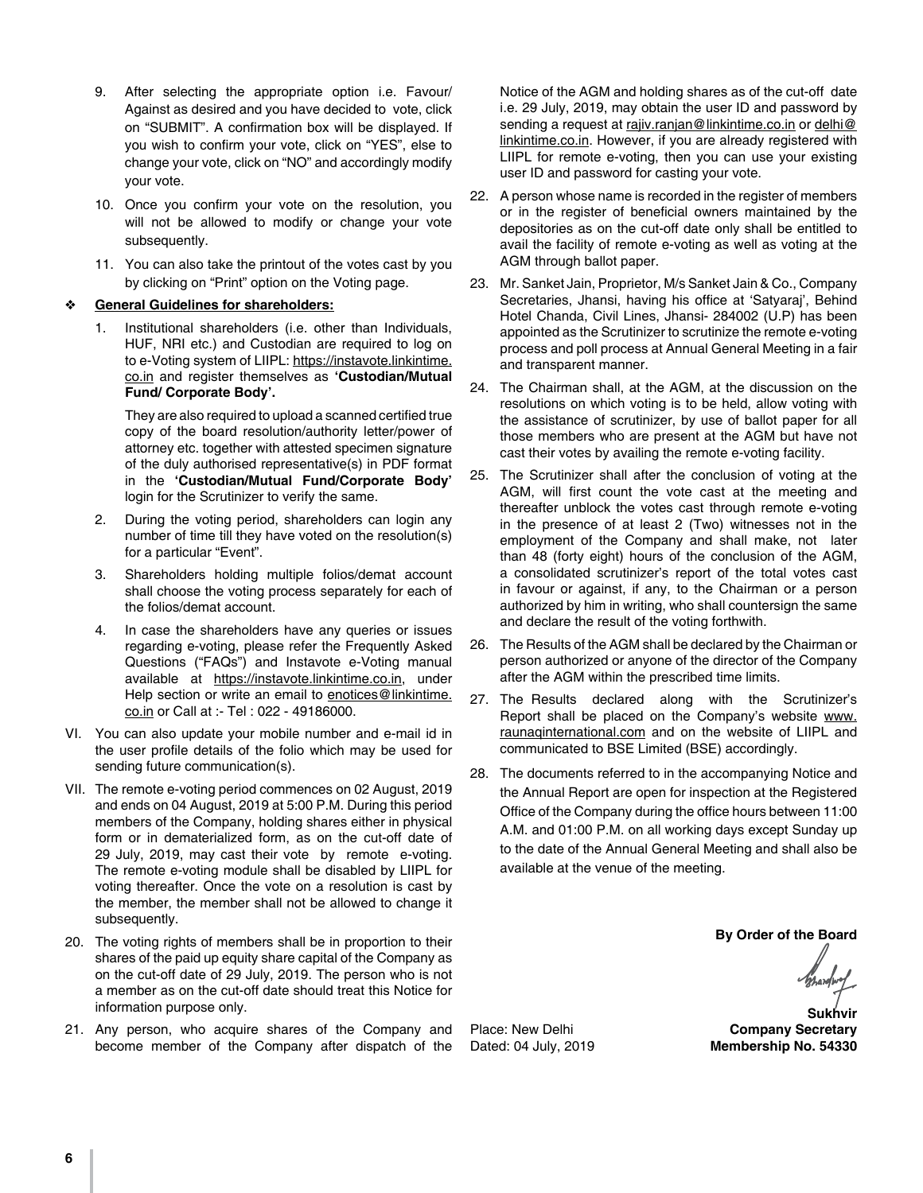9. After selecting the appropriate option i.e. Favour/ Against as desired and you have decided to vote, click on "SUBMIT". A confirmation box will be displayed. If you wish to confirm your vote, click on "YES", else to change your vote, click on "NO" and accordingly modify your vote.

10. Once you confirm your vote on the resolution, you will not be allowed to modify or change your vote subsequently.

11. You can also take the printout of the votes cast by you by clicking on "Print" option on the Voting page.

❖ **General Guidelines for shareholders:**

1. Institutional shareholders (i.e. other than Individuals, HUF, NRI etc.) and Custodian are required to log on to e-Voting system of LIIPL: https://instavote.linkintime.co.in and register themselves as **'Custodian/Mutual Fund/ Corporate Body'.**

   They are also required to upload a scanned certified true copy of the board resolution/authority letter/power of attorney etc. together with attested specimen signature of the duly authorised representative(s) in PDF format in the **'Custodian/Mutual Fund/Corporate Body'** login for the Scrutinizer to verify the same.

2. During the voting period, shareholders can login any number of time till they have voted on the resolution(s) for a particular "Event".

3. Shareholders holding multiple folios/demat account shall choose the voting process separately for each of the folios/demat account.

4. In case the shareholders have any queries or issues regarding e-voting, please refer the Frequently Asked Questions ("FAQs") and Instavote e-Voting manual available at https://instavote.linkintime.co.in, under Help section or write an email to enotices@linkintime.co.in or Call at :- Tel : 022 - 49186000.

VI. You can also update your mobile number and e-mail id in the user profile details of the folio which may be used for sending future communication(s).

VII. The remote e-voting period commences on 02 August, 2019 and ends on 04 August, 2019 at 5:00 P.M. During this period members of the Company, holding shares either in physical form or in dematerialized form, as on the cut-off date of 29 July, 2019, may cast their vote by remote e-voting. The remote e-voting module shall be disabled by LIIPL for voting thereafter. Once the vote on a resolution is cast by the member, the member shall not be allowed to change it subsequently.

20. The voting rights of members shall be in proportion to their shares of the paid up equity share capital of the Company as on the cut-off date of 29 July, 2019. The person who is not a member as on the cut-off date should treat this Notice for information purpose only.

21. Any person, who acquire shares of the Company and become member of the Company after dispatch of the Notice of the AGM and holding shares as of the cut-off date i.e. 29 July, 2019, may obtain the user ID and password by sending a request at rajiv.ranjan@linkintime.co.in or delhi@linkintime.co.in. However, if you are already registered with LIIPL for remote e-voting, then you can use your existing user ID and password for casting your vote.

22. A person whose name is recorded in the register of members or in the register of beneficial owners maintained by the depositories as on the cut-off date only shall be entitled to avail the facility of remote e-voting as well as voting at the AGM through ballot paper.

23. Mr. Sanket Jain, Proprietor, M/s Sanket Jain & Co., Company Secretaries, Jhansi, having his office at 'Satyaraj', Behind Hotel Chanda, Civil Lines, Jhansi- 284002 (U.P) has been appointed as the Scrutinizer to scrutinize the remote e-voting process and poll process at Annual General Meeting in a fair and transparent manner.

24. The Chairman shall, at the AGM, at the discussion on the resolutions on which voting is to be held, allow voting with the assistance of scrutinizer, by use of ballot paper for all those members who are present at the AGM but have not cast their votes by availing the remote e-voting facility.

25. The Scrutinizer shall after the conclusion of voting at the AGM, will first count the vote cast at the meeting and thereafter unblock the votes cast through remote e-voting in the presence of at least 2 (Two) witnesses not in the employment of the Company and shall make, not later than 48 (forty eight) hours of the conclusion of the AGM, a consolidated scrutinizer's report of the total votes cast in favour or against, if any, to the Chairman or a person authorized by him in writing, who shall countersign the same and declare the result of the voting forthwith.

26. The Results of the AGM shall be declared by the Chairman or person authorized or anyone of the director of the Company after the AGM within the prescribed time limits.

27. The Results declared along with the Scrutinizer's Report shall be placed on the Company's website www.raunaqinternational.com and on the website of LIIPL and communicated to BSE Limited (BSE) accordingly.

28. The documents referred to in the accompanying Notice and the Annual Report are open for inspection at the Registered Office of the Company during the office hours between 11:00 A.M. and 01:00 P.M. on all working days except Sunday up to the date of the Annual General Meeting and shall also be available at the venue of the meeting.

**By Order of the Board**

**Sukhvir**
**Company Secretary**
**Membership No. 54330**

Place: New Delhi
Dated: 04 July, 2019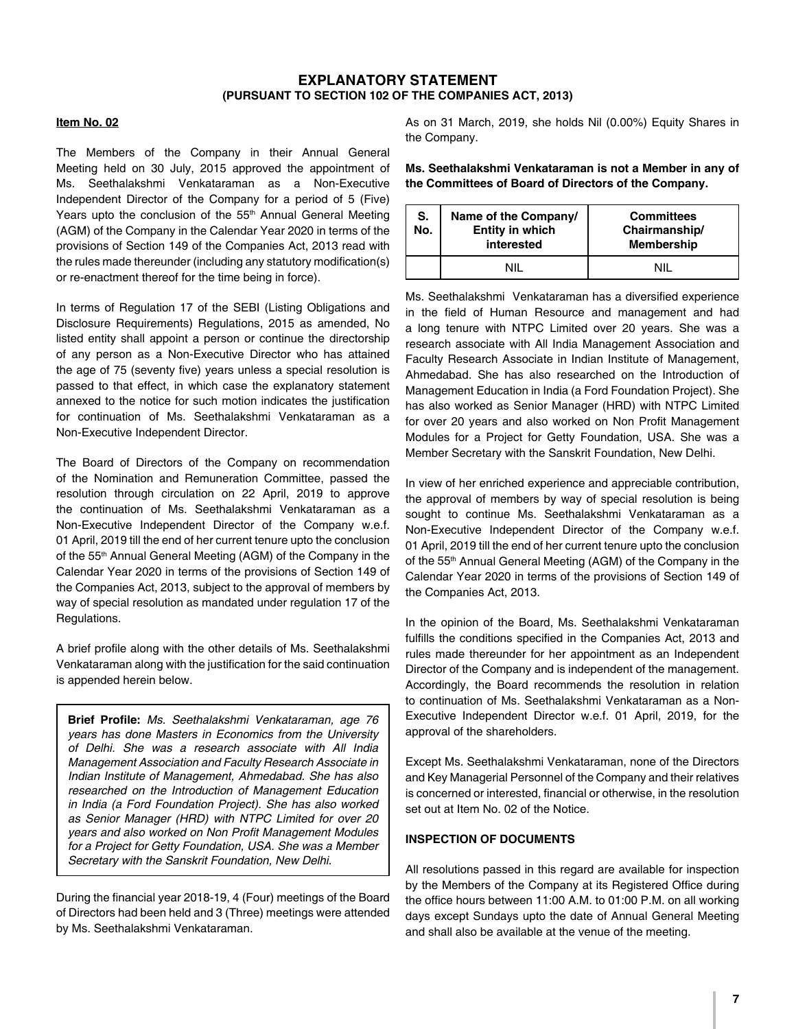# EXPLANATORY STATEMENT
## (PURSUANT TO SECTION 102 OF THE COMPANIES ACT, 2013)

**Item No. 02**

The Members of the Company in their Annual General Meeting held on 30 July, 2015 approved the appointment of Ms. Seethalakshmi Venkataraman as a Non-Executive Independent Director of the Company for a period of 5 (Five) Years upto the conclusion of the 55th Annual General Meeting (AGM) of the Company in the Calendar Year 2020 in terms of the provisions of Section 149 of the Companies Act, 2013 read with the rules made thereunder (including any statutory modification(s) or re-enactment thereof for the time being in force).

In terms of Regulation 17 of the SEBI (Listing Obligations and Disclosure Requirements) Regulations, 2015 as amended, No listed entity shall appoint a person or continue the directorship of any person as a Non-Executive Director who has attained the age of 75 (seventy five) years unless a special resolution is passed to that effect, in which case the explanatory statement annexed to the notice for such motion indicates the justification for continuation of Ms. Seethalakshmi Venkataraman as a Non-Executive Independent Director.

The Board of Directors of the Company on recommendation of the Nomination and Remuneration Committee, passed the resolution through circulation on 22 April, 2019 to approve the continuation of Ms. Seethalakshmi Venkataraman as a Non-Executive Independent Director of the Company w.e.f. 01 April, 2019 till the end of her current tenure upto the conclusion of the 55th Annual General Meeting (AGM) of the Company in the Calendar Year 2020 in terms of the provisions of Section 149 of the Companies Act, 2013, subject to the approval of members by way of special resolution as mandated under regulation 17 of the Regulations.

A brief profile along with the other details of Ms. Seethalakshmi Venkataraman along with the justification for the said continuation is appended herein below.

**Brief Profile:** *Ms. Seethalakshmi Venkataraman, age 76 years has done Masters in Economics from the University of Delhi. She was a research associate with All India Management Association and Faculty Research Associate in Indian Institute of Management, Ahmedabad. She has also researched on the Introduction of Management Education in India (a Ford Foundation Project). She has also worked as Senior Manager (HRD) with NTPC Limited for over 20 years and also worked on Non Profit Management Modules for a Project for Getty Foundation, USA. She was a Member Secretary with the Sanskrit Foundation, New Delhi.*

During the financial year 2018-19, 4 (Four) meetings of the Board of Directors had been held and 3 (Three) meetings were attended by Ms. Seethalakshmi Venkataraman.

As on 31 March, 2019, she holds Nil (0.00%) Equity Shares in the Company.

**Ms. Seethalakshmi Venkataraman is not a Member in any of the Committees of Board of Directors of the Company.**

| S. No. | Name of the Company/ Entity in which interested | Committees Chairmanship/ Membership |
|---|---|---|
| | NIL | NIL |

Ms. Seethalakshmi Venkataraman has a diversified experience in the field of Human Resource and management and had a long tenure with NTPC Limited over 20 years. She was a research associate with All India Management Association and Faculty Research Associate in Indian Institute of Management, Ahmedabad. She has also researched on the Introduction of Management Education in India (a Ford Foundation Project). She has also worked as Senior Manager (HRD) with NTPC Limited for over 20 years and also worked on Non Profit Management Modules for a Project for Getty Foundation, USA. She was a Member Secretary with the Sanskrit Foundation, New Delhi.

In view of her enriched experience and appreciable contribution, the approval of members by way of special resolution is being sought to continue Ms. Seethalakshmi Venkataraman as a Non-Executive Independent Director of the Company w.e.f. 01 April, 2019 till the end of her current tenure upto the conclusion of the 55th Annual General Meeting (AGM) of the Company in the Calendar Year 2020 in terms of the provisions of Section 149 of the Companies Act, 2013.

In the opinion of the Board, Ms. Seethalakshmi Venkataraman fulfills the conditions specified in the Companies Act, 2013 and rules made thereunder for her appointment as an Independent Director of the Company and is independent of the management. Accordingly, the Board recommends the resolution in relation to continuation of Ms. Seethalakshmi Venkataraman as a Non-Executive Independent Director w.e.f. 01 April, 2019, for the approval of the shareholders.

Except Ms. Seethalakshmi Venkataraman, none of the Directors and Key Managerial Personnel of the Company and their relatives is concerned or interested, financial or otherwise, in the resolution set out at Item No. 02 of the Notice.

**INSPECTION OF DOCUMENTS**

All resolutions passed in this regard are available for inspection by the Members of the Company at its Registered Office during the office hours between 11:00 A.M. to 01:00 P.M. on all working days except Sundays upto the date of Annual General Meeting and shall also be available at the venue of the meeting.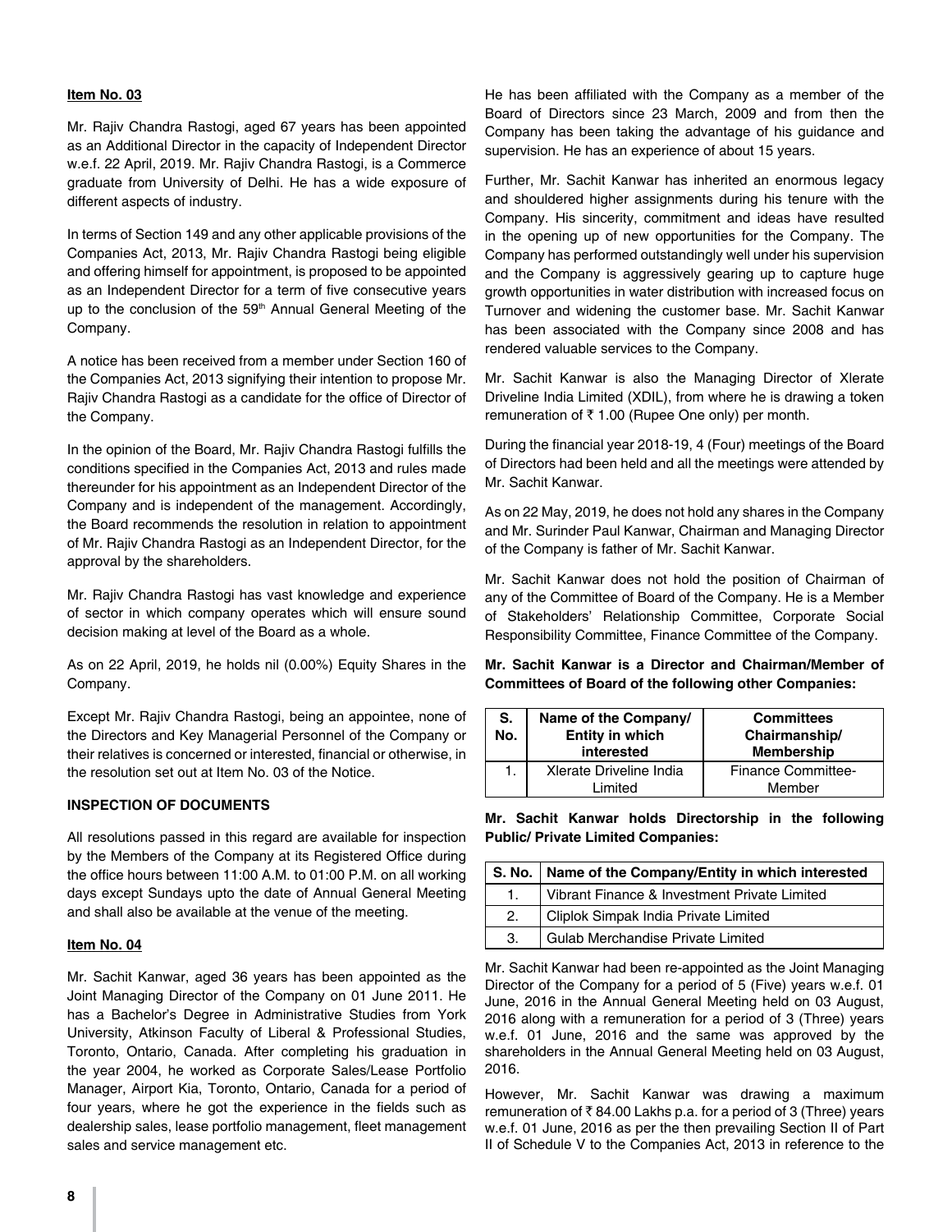**Item No. 03**

Mr. Rajiv Chandra Rastogi, aged 67 years has been appointed as an Additional Director in the capacity of Independent Director w.e.f. 22 April, 2019. Mr. Rajiv Chandra Rastogi, is a Commerce graduate from University of Delhi. He has a wide exposure of different aspects of industry.

In terms of Section 149 and any other applicable provisions of the Companies Act, 2013, Mr. Rajiv Chandra Rastogi being eligible and offering himself for appointment, is proposed to be appointed as an Independent Director for a term of five consecutive years up to the conclusion of the 59th Annual General Meeting of the Company.

A notice has been received from a member under Section 160 of the Companies Act, 2013 signifying their intention to propose Mr. Rajiv Chandra Rastogi as a candidate for the office of Director of the Company.

In the opinion of the Board, Mr. Rajiv Chandra Rastogi fulfills the conditions specified in the Companies Act, 2013 and rules made thereunder for his appointment as an Independent Director of the Company and is independent of the management. Accordingly, the Board recommends the resolution in relation to appointment of Mr. Rajiv Chandra Rastogi as an Independent Director, for the approval by the shareholders.

Mr. Rajiv Chandra Rastogi has vast knowledge and experience of sector in which company operates which will ensure sound decision making at level of the Board as a whole.

As on 22 April, 2019, he holds nil (0.00%) Equity Shares in the Company.

Except Mr. Rajiv Chandra Rastogi, being an appointee, none of the Directors and Key Managerial Personnel of the Company or their relatives is concerned or interested, financial or otherwise, in the resolution set out at Item No. 03 of the Notice.

**INSPECTION OF DOCUMENTS**

All resolutions passed in this regard are available for inspection by the Members of the Company at its Registered Office during the office hours between 11:00 A.M. to 01:00 P.M. on all working days except Sundays upto the date of Annual General Meeting and shall also be available at the venue of the meeting.

**Item No. 04**

Mr. Sachit Kanwar, aged 36 years has been appointed as the Joint Managing Director of the Company on 01 June 2011. He has a Bachelor's Degree in Administrative Studies from York University, Atkinson Faculty of Liberal & Professional Studies, Toronto, Ontario, Canada. After completing his graduation in the year 2004, he worked as Corporate Sales/Lease Portfolio Manager, Airport Kia, Toronto, Ontario, Canada for a period of four years, where he got the experience in the fields such as dealership sales, lease portfolio management, fleet management sales and service management etc.

He has been affiliated with the Company as a member of the Board of Directors since 23 March, 2009 and from then the Company has been taking the advantage of his guidance and supervision. He has an experience of about 15 years.

Further, Mr. Sachit Kanwar has inherited an enormous legacy and shouldered higher assignments during his tenure with the Company. His sincerity, commitment and ideas have resulted in the opening up of new opportunities for the Company. The Company has performed outstandingly well under his supervision and the Company is aggressively gearing up to capture huge growth opportunities in water distribution with increased focus on Turnover and widening the customer base. Mr. Sachit Kanwar has been associated with the Company since 2008 and has rendered valuable services to the Company.

Mr. Sachit Kanwar is also the Managing Director of Xlerate Driveline India Limited (XDIL), from where he is drawing a token remuneration of ₹ 1.00 (Rupee One only) per month.

During the financial year 2018-19, 4 (Four) meetings of the Board of Directors had been held and all the meetings were attended by Mr. Sachit Kanwar.

As on 22 May, 2019, he does not hold any shares in the Company and Mr. Surinder Paul Kanwar, Chairman and Managing Director of the Company is father of Mr. Sachit Kanwar.

Mr. Sachit Kanwar does not hold the position of Chairman of any of the Committee of Board of the Company. He is a Member of Stakeholders' Relationship Committee, Corporate Social Responsibility Committee, Finance Committee of the Company.

**Mr. Sachit Kanwar is a Director and Chairman/Member of Committees of Board of the following other Companies:**

| S. No. | Name of the Company/ Entity in which interested | Committees Chairmanship/ Membership |
|---|---|---|
| 1. | Xlerate Driveline India Limited | Finance Committee-Member |

**Mr. Sachit Kanwar holds Directorship in the following Public/ Private Limited Companies:**

| S. No. | Name of the Company/Entity in which interested |
|---|---|
| 1. | Vibrant Finance & Investment Private Limited |
| 2. | Cliplok Simpak India Private Limited |
| 3. | Gulab Merchandise Private Limited |

Mr. Sachit Kanwar had been re-appointed as the Joint Managing Director of the Company for a period of 5 (Five) years w.e.f. 01 June, 2016 in the Annual General Meeting held on 03 August, 2016 along with a remuneration for a period of 3 (Three) years w.e.f. 01 June, 2016 and the same was approved by the shareholders in the Annual General Meeting held on 03 August, 2016.

However, Mr. Sachit Kanwar was drawing a maximum remuneration of ₹ 84.00 Lakhs p.a. for a period of 3 (Three) years w.e.f. 01 June, 2016 as per the then prevailing Section II of Part II of Schedule V to the Companies Act, 2013 in reference to the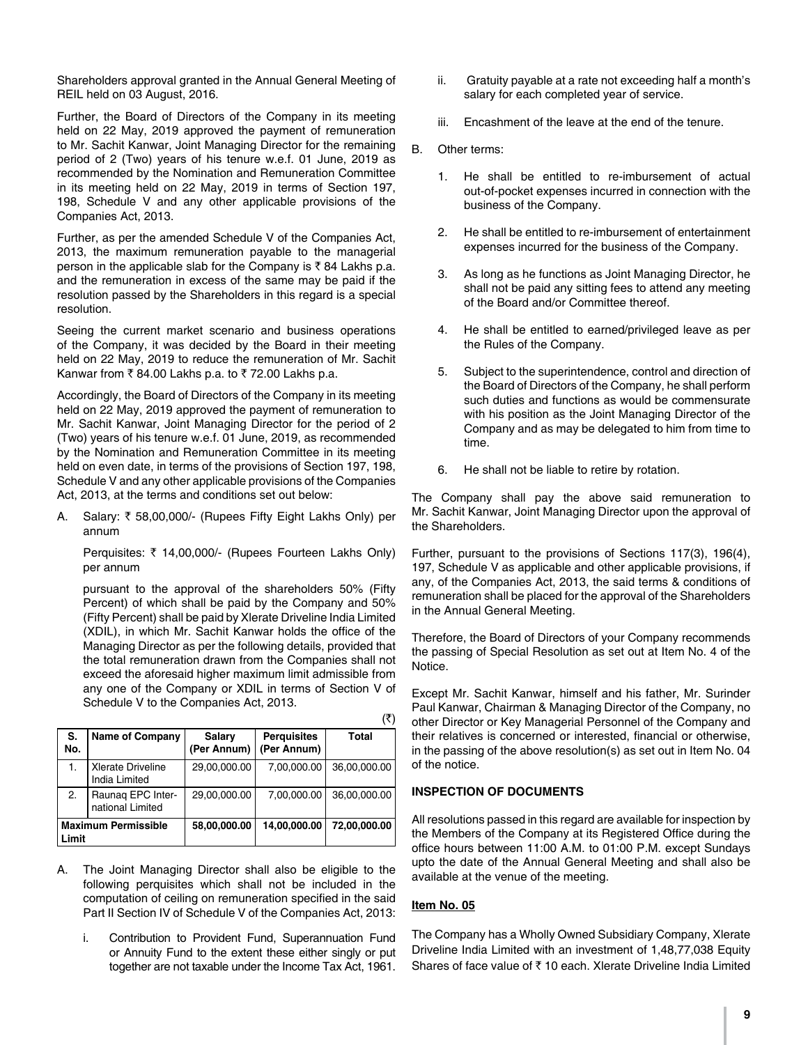Shareholders approval granted in the Annual General Meeting of REIL held on 03 August, 2016.

Further, the Board of Directors of the Company in its meeting held on 22 May, 2019 approved the payment of remuneration to Mr. Sachit Kanwar, Joint Managing Director for the remaining period of 2 (Two) years of his tenure w.e.f. 01 June, 2019 as recommended by the Nomination and Remuneration Committee in its meeting held on 22 May, 2019 in terms of Section 197, 198, Schedule V and any other applicable provisions of the Companies Act, 2013.

Further, as per the amended Schedule V of the Companies Act, 2013, the maximum remuneration payable to the managerial person in the applicable slab for the Company is ₹ 84 Lakhs p.a. and the remuneration in excess of the same may be paid if the resolution passed by the Shareholders in this regard is a special resolution.

Seeing the current market scenario and business operations of the Company, it was decided by the Board in their meeting held on 22 May, 2019 to reduce the remuneration of Mr. Sachit Kanwar from ₹ 84.00 Lakhs p.a. to ₹ 72.00 Lakhs p.a.

Accordingly, the Board of Directors of the Company in its meeting held on 22 May, 2019 approved the payment of remuneration to Mr. Sachit Kanwar, Joint Managing Director for the period of 2 (Two) years of his tenure w.e.f. 01 June, 2019, as recommended by the Nomination and Remuneration Committee in its meeting held on even date, in terms of the provisions of Section 197, 198, Schedule V and any other applicable provisions of the Companies Act, 2013, at the terms and conditions set out below:

A. Salary: ₹ 58,00,000/- (Rupees Fifty Eight Lakhs Only) per annum

   Perquisites: ₹ 14,00,000/- (Rupees Fourteen Lakhs Only) per annum

   pursuant to the approval of the shareholders 50% (Fifty Percent) of which shall be paid by the Company and 50% (Fifty Percent) shall be paid by Xlerate Driveline India Limited (XDIL), in which Mr. Sachit Kanwar holds the office of the Managing Director as per the following details, provided that the total remuneration drawn from the Companies shall not exceed the aforesaid higher maximum limit admissible from any one of the Company or XDIL in terms of Section V of Schedule V to the Companies Act, 2013.

(₹)

| S. No. | Name of Company | Salary (Per Annum) | Perquisites (Per Annum) | Total |
|---|---|---|---|---|
| 1. | Xlerate Driveline India Limited | 29,00,000.00 | 7,00,000.00 | 36,00,000.00 |
| 2. | Raunaq EPC International Limited | 29,00,000.00 | 7,00,000.00 | 36,00,000.00 |
| **Maximum Permissible Limit** | | **58,00,000.00** | **14,00,000.00** | **72,00,000.00** |

A. The Joint Managing Director shall also be eligible to the following perquisites which shall not be included in the computation of ceiling on remuneration specified in the said Part II Section IV of Schedule V of the Companies Act, 2013:

   i. Contribution to Provident Fund, Superannuation Fund or Annuity Fund to the extent these either singly or put together are not taxable under the Income Tax Act, 1961.

   ii. Gratuity payable at a rate not exceeding half a month's salary for each completed year of service.

   iii. Encashment of the leave at the end of the tenure.

B. Other terms:

   1. He shall be entitled to re-imbursement of actual out-of-pocket expenses incurred in connection with the business of the Company.

   2. He shall be entitled to re-imbursement of entertainment expenses incurred for the business of the Company.

   3. As long as he functions as Joint Managing Director, he shall not be paid any sitting fees to attend any meeting of the Board and/or Committee thereof.

   4. He shall be entitled to earned/privileged leave as per the Rules of the Company.

   5. Subject to the superintendence, control and direction of the Board of Directors of the Company, he shall perform such duties and functions as would be commensurate with his position as the Joint Managing Director of the Company and as may be delegated to him from time to time.

   6. He shall not be liable to retire by rotation.

The Company shall pay the above said remuneration to Mr. Sachit Kanwar, Joint Managing Director upon the approval of the Shareholders.

Further, pursuant to the provisions of Sections 117(3), 196(4), 197, Schedule V as applicable and other applicable provisions, if any, of the Companies Act, 2013, the said terms & conditions of remuneration shall be placed for the approval of the Shareholders in the Annual General Meeting.

Therefore, the Board of Directors of your Company recommends the passing of Special Resolution as set out at Item No. 4 of the Notice.

Except Mr. Sachit Kanwar, himself and his father, Mr. Surinder Paul Kanwar, Chairman & Managing Director of the Company, no other Director or Key Managerial Personnel of the Company and their relatives is concerned or interested, financial or otherwise, in the passing of the above resolution(s) as set out in Item No. 04 of the notice.

**INSPECTION OF DOCUMENTS**

All resolutions passed in this regard are available for inspection by the Members of the Company at its Registered Office during the office hours between 11:00 A.M. to 01:00 P.M. except Sundays upto the date of the Annual General Meeting and shall also be available at the venue of the meeting.

**Item No. 05**

The Company has a Wholly Owned Subsidiary Company, Xlerate Driveline India Limited with an investment of 1,48,77,038 Equity Shares of face value of ₹ 10 each. Xlerate Driveline India Limited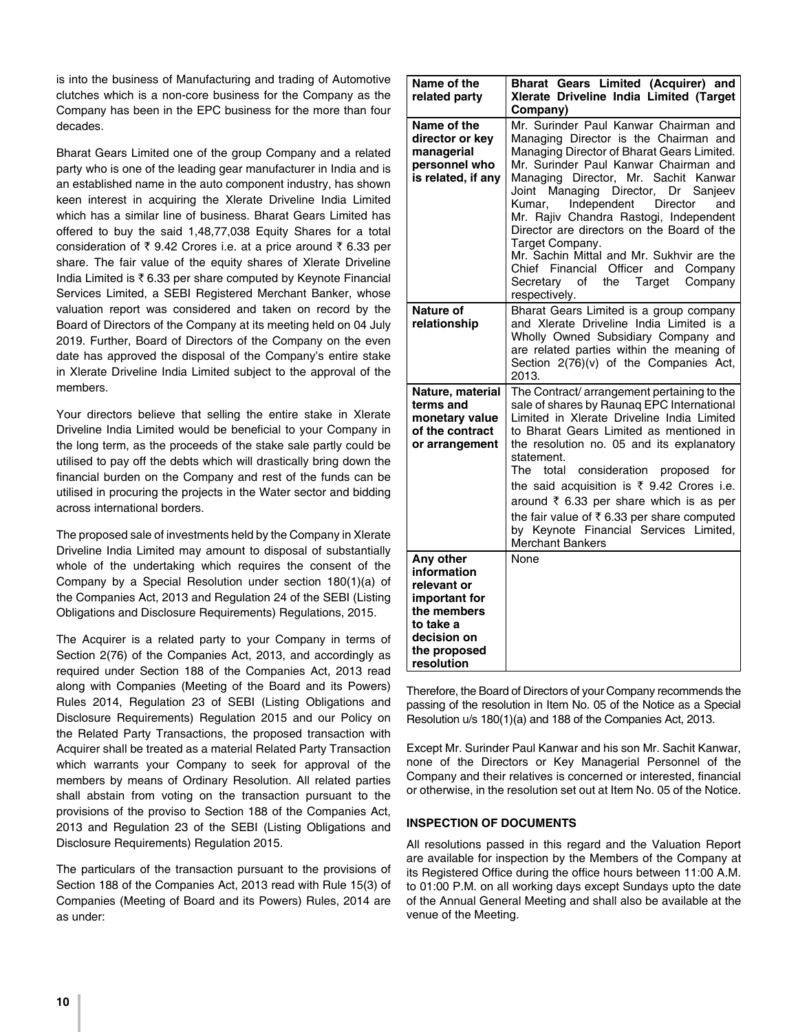is into the business of Manufacturing and trading of Automotive clutches which is a non-core business for the Company as the Company has been in the EPC business for the more than four decades.

Bharat Gears Limited one of the group Company and a related party who is one of the leading gear manufacturer in India and is an established name in the auto component industry, has shown keen interest in acquiring the Xlerate Driveline India Limited which has a similar line of business. Bharat Gears Limited has offered to buy the said 1,48,77,038 Equity Shares for a total consideration of ₹ 9.42 Crores i.e. at a price around ₹ 6.33 per share. The fair value of the equity shares of Xlerate Driveline India Limited is ₹ 6.33 per share computed by Keynote Financial Services Limited, a SEBI Registered Merchant Banker, whose valuation report was considered and taken on record by the Board of Directors of the Company at its meeting held on 04 July 2019. Further, Board of Directors of the Company on the even date has approved the disposal of the Company's entire stake in Xlerate Driveline India Limited subject to the approval of the members.

Your directors believe that selling the entire stake in Xlerate Driveline India Limited would be beneficial to your Company in the long term, as the proceeds of the stake sale partly could be utilised to pay off the debts which will drastically bring down the financial burden on the Company and rest of the funds can be utilised in procuring the projects in the Water sector and bidding across international borders.

The proposed sale of investments held by the Company in Xlerate Driveline India Limited may amount to disposal of substantially whole of the undertaking which requires the consent of the Company by a Special Resolution under section 180(1)(a) of the Companies Act, 2013 and Regulation 24 of the SEBI (Listing Obligations and Disclosure Requirements) Regulations, 2015.

The Acquirer is a related party to your Company in terms of Section 2(76) of the Companies Act, 2013, and accordingly as required under Section 188 of the Companies Act, 2013 read along with Companies (Meeting of the Board and its Powers) Rules 2014, Regulation 23 of SEBI (Listing Obligations and Disclosure Requirements) Regulation 2015 and our Policy on the Related Party Transactions, the proposed transaction with Acquirer shall be treated as a material Related Party Transaction which warrants your Company to seek for approval of the members by means of Ordinary Resolution. All related parties shall abstain from voting on the transaction pursuant to the provisions of the proviso to Section 188 of the Companies Act, 2013 and Regulation 23 of the SEBI (Listing Obligations and Disclosure Requirements) Regulation 2015.

The particulars of the transaction pursuant to the provisions of Section 188 of the Companies Act, 2013 read with Rule 15(3) of Companies (Meeting of Board and its Powers) Rules, 2014 are as under:

| **Name of the related party** | **Bharat Gears Limited (Acquirer) and Xlerate Driveline India Limited (Target Company)** |
|---|---|
| **Name of the director or key managerial personnel who is related, if any** | Mr. Surinder Paul Kanwar Chairman and Managing Director is the Chairman and Managing Director of Bharat Gears Limited. Mr. Surinder Paul Kanwar Chairman and Managing Director, Mr. Sachit Kanwar Joint Managing Director, Dr Sanjeev Kumar, Independent Director and Mr. Rajiv Chandra Rastogi, Independent Director are directors on the Board of the Target Company. Mr. Sachin Mittal and Mr. Sukhvir are the Chief Financial Officer and Company Secretary of the Target Company respectively. |
| **Nature of relationship** | Bharat Gears Limited is a group company and Xlerate Driveline India Limited is a Wholly Owned Subsidiary Company and are related parties within the meaning of Section 2(76)(v) of the Companies Act, 2013. |
| **Nature, material terms and monetary value of the contract or arrangement** | The Contract/ arrangement pertaining to the sale of shares by Raunaq EPC International Limited in Xlerate Driveline India Limited to Bharat Gears Limited as mentioned in the resolution no. 05 and its explanatory statement. The total consideration proposed for the said acquisition is ₹ 9.42 Crores i.e. around ₹ 6.33 per share which is as per the fair value of ₹ 6.33 per share computed by Keynote Financial Services Limited, Merchant Bankers |
| **Any other information relevant or important for the members to take a decision on the proposed resolution** | None |

Therefore, the Board of Directors of your Company recommends the passing of the resolution in Item No. 05 of the Notice as a Special Resolution u/s 180(1)(a) and 188 of the Companies Act, 2013.

Except Mr. Surinder Paul Kanwar and his son Mr. Sachit Kanwar, none of the Directors or Key Managerial Personnel of the Company and their relatives is concerned or interested, financial or otherwise, in the resolution set out at Item No. 05 of the Notice.

### INSPECTION OF DOCUMENTS

All resolutions passed in this regard and the Valuation Report are available for inspection by the Members of the Company at its Registered Office during the office hours between 11:00 A.M. to 01:00 P.M. on all working days except Sundays upto the date of the Annual General Meeting and shall also be available at the venue of the Meeting.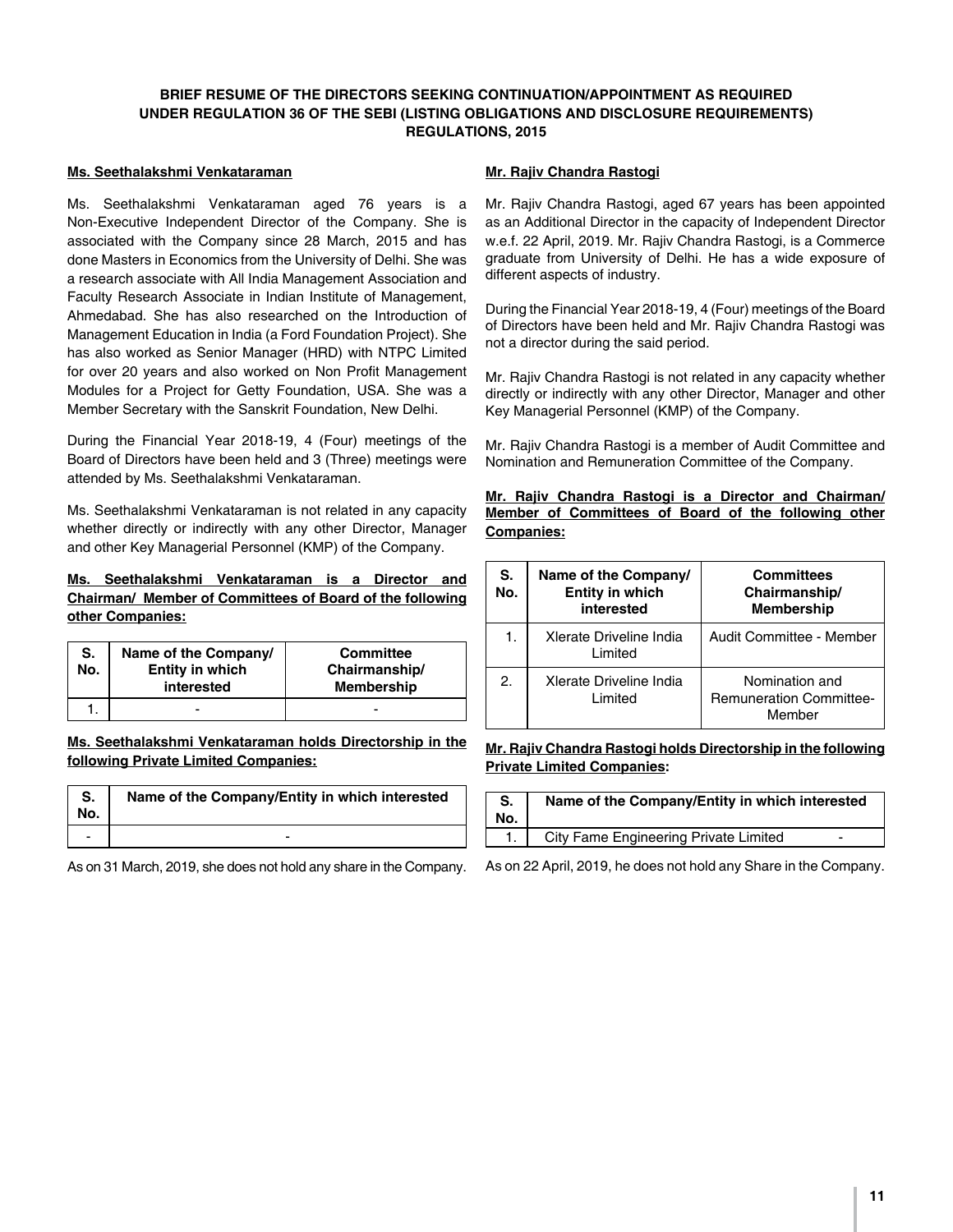# BRIEF RESUME OF THE DIRECTORS SEEKING CONTINUATION/APPOINTMENT AS REQUIRED UNDER REGULATION 36 OF THE SEBI (LISTING OBLIGATIONS AND DISCLOSURE REQUIREMENTS) REGULATIONS, 2015

## Ms. Seethalakshmi Venkataraman

Ms. Seethalakshmi Venkataraman aged 76 years is a Non-Executive Independent Director of the Company. She is associated with the Company since 28 March, 2015 and has done Masters in Economics from the University of Delhi. She was a research associate with All India Management Association and Faculty Research Associate in Indian Institute of Management, Ahmedabad. She has also researched on the Introduction of Management Education in India (a Ford Foundation Project). She has also worked as Senior Manager (HRD) with NTPC Limited for over 20 years and also worked on Non Profit Management Modules for a Project for Getty Foundation, USA. She was a Member Secretary with the Sanskrit Foundation, New Delhi.

During the Financial Year 2018-19, 4 (Four) meetings of the Board of Directors have been held and 3 (Three) meetings were attended by Ms. Seethalakshmi Venkataraman.

Ms. Seethalakshmi Venkataraman is not related in any capacity whether directly or indirectly with any other Director, Manager and other Key Managerial Personnel (KMP) of the Company.

**Ms. Seethalakshmi Venkataraman is a Director and Chairman/ Member of Committees of Board of the following other Companies:**

| S. No. | Name of the Company/ Entity in which interested | Committee Chairmanship/ Membership |
|---|---|---|
| 1. | - | - |

**Ms. Seethalakshmi Venkataraman holds Directorship in the following Private Limited Companies:**

| S. No. | Name of the Company/Entity in which interested |
|---|---|
| - | - |

As on 31 March, 2019, she does not hold any share in the Company.

## Mr. Rajiv Chandra Rastogi

Mr. Rajiv Chandra Rastogi, aged 67 years has been appointed as an Additional Director in the capacity of Independent Director w.e.f. 22 April, 2019. Mr. Rajiv Chandra Rastogi, is a Commerce graduate from University of Delhi. He has a wide exposure of different aspects of industry.

During the Financial Year 2018-19, 4 (Four) meetings of the Board of Directors have been held and Mr. Rajiv Chandra Rastogi was not a director during the said period.

Mr. Rajiv Chandra Rastogi is not related in any capacity whether directly or indirectly with any other Director, Manager and other Key Managerial Personnel (KMP) of the Company.

Mr. Rajiv Chandra Rastogi is a member of Audit Committee and Nomination and Remuneration Committee of the Company.

**Mr. Rajiv Chandra Rastogi is a Director and Chairman/ Member of Committees of Board of the following other Companies:**

| S. No. | Name of the Company/ Entity in which interested | Committees Chairmanship/ Membership |
|---|---|---|
| 1. | Xlerate Driveline India Limited | Audit Committee - Member |
| 2. | Xlerate Driveline India Limited | Nomination and Remuneration Committee-Member |

**Mr. Rajiv Chandra Rastogi holds Directorship in the following Private Limited Companies:**

| S. No. | Name of the Company/Entity in which interested | |
|---|---|---|
| 1. | City Fame Engineering Private Limited | - |

As on 22 April, 2019, he does not hold any Share in the Company.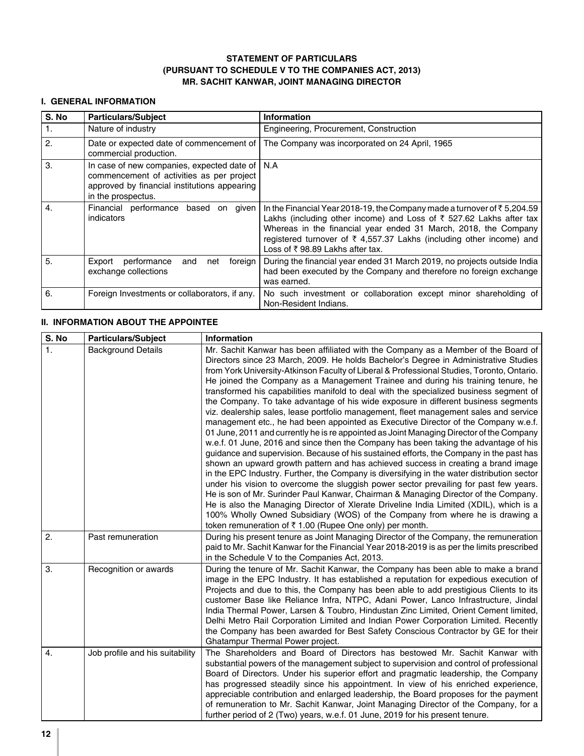# STATEMENT OF PARTICULARS
## (PURSUANT TO SCHEDULE V TO THE COMPANIES ACT, 2013)
## MR. SACHIT KANWAR, JOINT MANAGING DIRECTOR

### I. GENERAL INFORMATION

| S. No | Particulars/Subject | Information |
|---|---|---|
| 1. | Nature of industry | Engineering, Procurement, Construction |
| 2. | Date or expected date of commencement of commercial production. | The Company was incorporated on 24 April, 1965 |
| 3. | In case of new companies, expected date of commencement of activities as per project approved by financial institutions appearing in the prospectus. | N.A |
| 4. | Financial performance based on given indicators | In the Financial Year 2018-19, the Company made a turnover of ₹ 5,204.59 Lakhs (including other income) and Loss of ₹ 527.62 Lakhs after tax Whereas in the financial year ended 31 March, 2018, the Company registered turnover of ₹ 4,557.37 Lakhs (including other income) and Loss of ₹ 98.89 Lakhs after tax. |
| 5. | Export performance and net foreign exchange collections | During the financial year ended 31 March 2019, no projects outside India had been executed by the Company and therefore no foreign exchange was earned. |
| 6. | Foreign Investments or collaborators, if any. | No such investment or collaboration except minor shareholding of Non-Resident Indians. |

### II. INFORMATION ABOUT THE APPOINTEE

| S. No | Particulars/Subject | Information |
|---|---|---|
| 1. | Background Details | Mr. Sachit Kanwar has been affiliated with the Company as a Member of the Board of Directors since 23 March, 2009. He holds Bachelor's Degree in Administrative Studies from York University-Atkinson Faculty of Liberal & Professional Studies, Toronto, Ontario. He joined the Company as a Management Trainee and during his training tenure, he transformed his capabilities manifold to deal with the specialized business segment of the Company. To take advantage of his wide exposure in different business segments viz. dealership sales, lease portfolio management, fleet management sales and service management etc., he had been appointed as Executive Director of the Company w.e.f. 01 June, 2011 and currently he is re appointed as Joint Managing Director of the Company w.e.f. 01 June, 2016 and since then the Company has been taking the advantage of his guidance and supervision. Because of his sustained efforts, the Company in the past has shown an upward growth pattern and has achieved success in creating a brand image in the EPC Industry. Further, the Company is diversifying in the water distribution sector under his vision to overcome the sluggish power sector prevailing for past few years. He is son of Mr. Surinder Paul Kanwar, Chairman & Managing Director of the Company. He is also the Managing Director of Xlerate Driveline India Limited (XDIL), which is a 100% Wholly Owned Subsidiary (WOS) of the Company from where he is drawing a token remuneration of ₹ 1.00 (Rupee One only) per month. |
| 2. | Past remuneration | During his present tenure as Joint Managing Director of the Company, the remuneration paid to Mr. Sachit Kanwar for the Financial Year 2018-2019 is as per the limits prescribed in the Schedule V to the Companies Act, 2013. |
| 3. | Recognition or awards | During the tenure of Mr. Sachit Kanwar, the Company has been able to make a brand image in the EPC Industry. It has established a reputation for expedious execution of Projects and due to this, the Company has been able to add prestigious Clients to its customer Base like Reliance Infra, NTPC, Adani Power, Lanco Infrastructure, Jindal India Thermal Power, Larsen & Toubro, Hindustan Zinc Limited, Orient Cement limited, Delhi Metro Rail Corporation Limited and Indian Power Corporation Limited. Recently the Company has been awarded for Best Safety Conscious Contractor by GE for their Ghatampur Thermal Power project. |
| 4. | Job profile and his suitability | The Shareholders and Board of Directors has bestowed Mr. Sachit Kanwar with substantial powers of the management subject to supervision and control of professional Board of Directors. Under his superior effort and pragmatic leadership, the Company has progressed steadily since his appointment. In view of his enriched experience, appreciable contribution and enlarged leadership, the Board proposes for the payment of remuneration to Mr. Sachit Kanwar, Joint Managing Director of the Company, for a further period of 2 (Two) years, w.e.f. 01 June, 2019 for his present tenure. |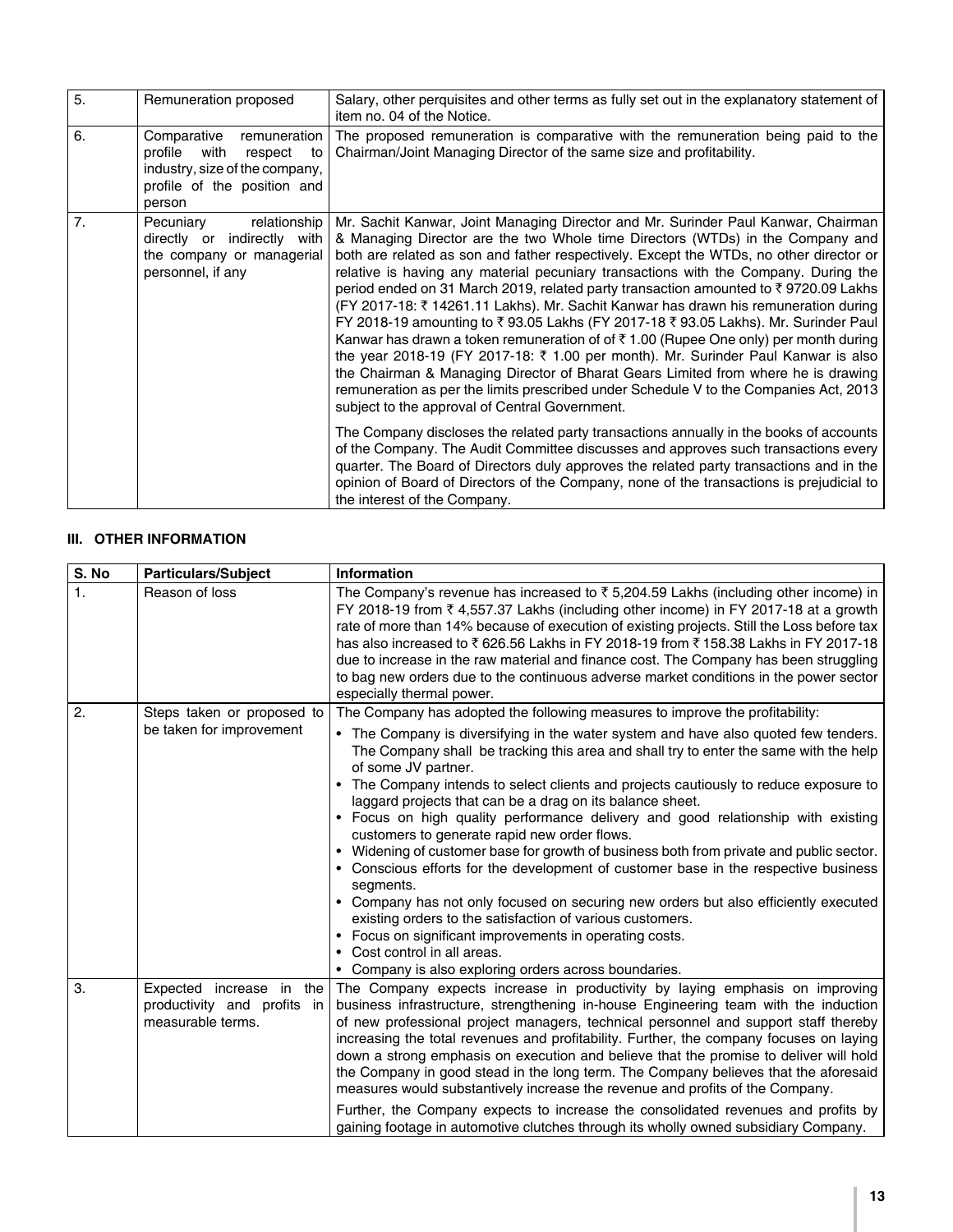| | | |
|---|---|---|
| 5. | Remuneration proposed | Salary, other perquisites and other terms as fully set out in the explanatory statement of item no. 04 of the Notice. |
| 6. | Comparative remuneration profile with respect to industry, size of the company, profile of the position and person | The proposed remuneration is comparative with the remuneration being paid to the Chairman/Joint Managing Director of the same size and profitability. |
| 7. | Pecuniary relationship directly or indirectly with the company or managerial personnel, if any | Mr. Sachit Kanwar, Joint Managing Director and Mr. Surinder Paul Kanwar, Chairman & Managing Director are the two Whole time Directors (WTDs) in the Company and both are related as son and father respectively. Except the WTDs, no other director or relative is having any material pecuniary transactions with the Company. During the period ended on 31 March 2019, related party transaction amounted to ₹ 9720.09 Lakhs (FY 2017-18: ₹ 14261.11 Lakhs). Mr. Sachit Kanwar has drawn his remuneration during FY 2018-19 amounting to ₹ 93.05 Lakhs (FY 2017-18 ₹ 93.05 Lakhs). Mr. Surinder Paul Kanwar has drawn a token remuneration of of ₹ 1.00 (Rupee One only) per month during the year 2018-19 (FY 2017-18: ₹ 1.00 per month). Mr. Surinder Paul Kanwar is also the Chairman & Managing Director of Bharat Gears Limited from where he is drawing remuneration as per the limits prescribed under Schedule V to the Companies Act, 2013 subject to the approval of Central Government.<br><br>The Company discloses the related party transactions annually in the books of accounts of the Company. The Audit Committee discusses and approves such transactions every quarter. The Board of Directors duly approves the related party transactions and in the opinion of Board of Directors of the Company, none of the transactions is prejudicial to the interest of the Company. |

### III. OTHER INFORMATION

| S. No | Particulars/Subject | Information |
|---|---|---|
| 1. | Reason of loss | The Company's revenue has increased to ₹ 5,204.59 Lakhs (including other income) in FY 2018-19 from ₹ 4,557.37 Lakhs (including other income) in FY 2017-18 at a growth rate of more than 14% because of execution of existing projects. Still the Loss before tax has also increased to ₹ 626.56 Lakhs in FY 2018-19 from ₹ 158.38 Lakhs in FY 2017-18 due to increase in the raw material and finance cost. The Company has been struggling to bag new orders due to the continuous adverse market conditions in the power sector especially thermal power. |
| 2. | Steps taken or proposed to be taken for improvement | The Company has adopted the following measures to improve the profitability:<br>• The Company is diversifying in the water system and have also quoted few tenders. The Company shall be tracking this area and shall try to enter the same with the help of some JV partner.<br>• The Company intends to select clients and projects cautiously to reduce exposure to laggard projects that can be a drag on its balance sheet.<br>• Focus on high quality performance delivery and good relationship with existing customers to generate rapid new order flows.<br>• Widening of customer base for growth of business both from private and public sector.<br>• Conscious efforts for the development of customer base in the respective business segments.<br>• Company has not only focused on securing new orders but also efficiently executed existing orders to the satisfaction of various customers.<br>• Focus on significant improvements in operating costs.<br>• Cost control in all areas.<br>• Company is also exploring orders across boundaries. |
| 3. | Expected increase in the productivity and profits in measurable terms. | The Company expects increase in productivity by laying emphasis on improving business infrastructure, strengthening in-house Engineering team with the induction of new professional project managers, technical personnel and support staff thereby increasing the total revenues and profitability. Further, the company focuses on laying down a strong emphasis on execution and believe that the promise to deliver will hold the Company in good stead in the long term. The Company believes that the aforesaid measures would substantively increase the revenue and profits of the Company.<br><br>Further, the Company expects to increase the consolidated revenues and profits by gaining footage in automotive clutches through its wholly owned subsidiary Company. |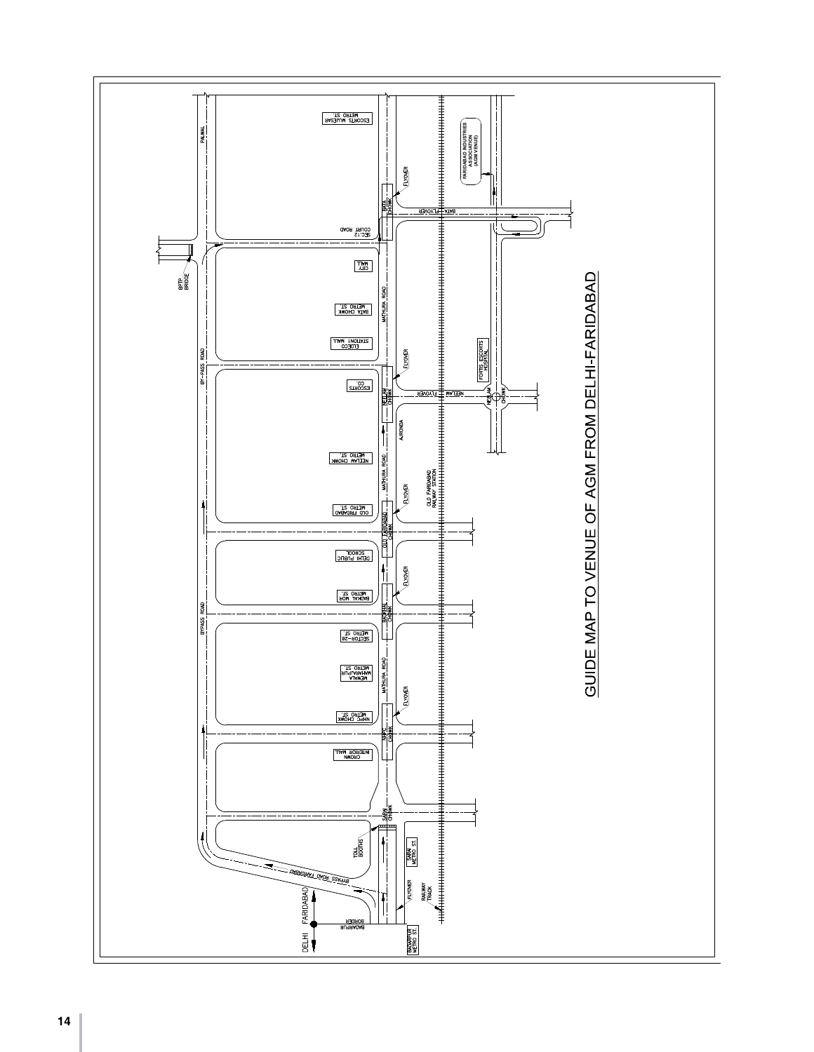# GUIDE MAP TO VENUE OF AGM FROM DELHI-FARIDABAD

DELHI

FARIDABAD

BADARPUR BORDER

BADARPUR METRO ST.

FLYOVER

RAILWAY TRACK

BYPASS ROAD FARIDABAD

TOLL BOOTHS

SARAI METRO ST.

SARAI CHOWK

CROWN INTERIOR MALL

NHPC CHOWK

NHPC CHOWK METRO ST.

FLYOVER

MEWALA MAHARAJPUR METRO ST.

MATHURA ROAD

SECTOR-28 METRO ST.

BYPASS ROAD

BADKHAL CHOWK

BADKHAL MOR METRO ST.

FLYOVER

DELHI PUBLIC SCHOOL

OLD FARIDABAD CHOWK

OLD FARIDABAD METRO ST.

FLYOVER

OLD FARIDABAD RAILWAY STATION

MATHURA ROAD

NEELAM CHOWK METRO ST.

AJRONDA

NEELAM CHOWK

ESCORTS CO.

NEELAM FLYOVER

NEELAM CHOWK

FLYOVER

FORTIS ESCORTS HOSPITAL

BY-PASS ROAD

ELDECO STATION1 MALL

BATA CHOWK METRO ST.

MATHURA ROAD

CITY MALL

BPTP BRIDGE

SEC.12 COURT ROAD

BATA CHOWK

BATA FLYOVER

FLYOVER

FARIDABAD INDUSTRIES ASSOCIATION (AGM VENUE)

ESCORTS MUJESAR METRO ST.

PALWAL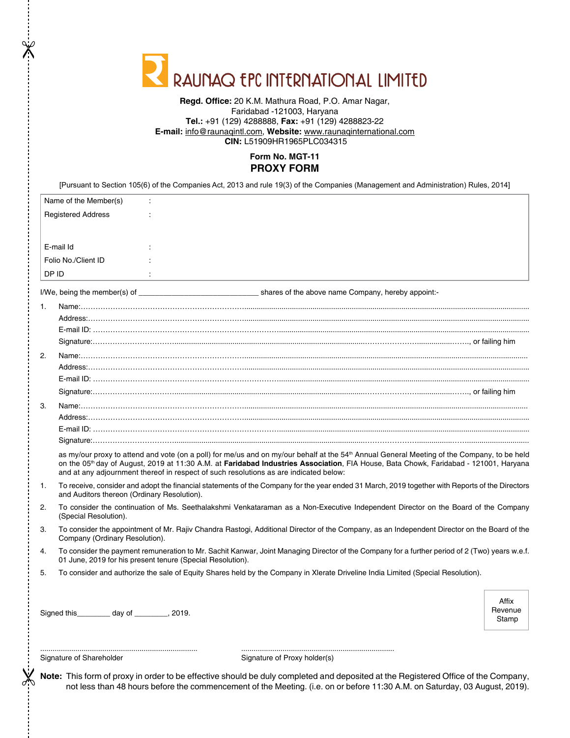# RAUNAQ EPC INTERNATIONAL LIMITED

**Regd. Office:** 20 K.M. Mathura Road, P.O. Amar Nagar,
Faridabad -121003, Haryana
**Tel.:** +91 (129) 4288888, **Fax:** +91 (129) 4288823-22
**E-mail:** info@raunaqintl.com, **Website:** www.raunaqinternational.com
**CIN:** L51909HR1965PLC034315

**Form No. MGT-11**

## PROXY FORM

[Pursuant to Section 105(6) of the Companies Act, 2013 and rule 19(3) of the Companies (Management and Administration) Rules, 2014]

| | |
|---|---|
| Name of the Member(s) | : |
| Registered Address | : |
| E-mail Id | : |
| Folio No./Client ID | : |
| DP ID | : |

I/We, being the member(s) of ____________________________ shares of the above name Company, hereby appoint:-

1. Name:…………………………………………………………………………………………
   Address:…………………………………………………………………………………………
   E-mail ID: …………………………………………………………………………………………
   Signature:…………………………………………………………………………………………, or failing him
2. Name:…………………………………………………………………………………………
   Address:…………………………………………………………………………………………
   E-mail ID: …………………………………………………………………………………………
   Signature:…………………………………………………………………………………………, or failing him
3. Name:…………………………………………………………………………………………
   Address:…………………………………………………………………………………………
   E-mail ID: …………………………………………………………………………………………
   Signature:…………………………………………………………………………………………

as my/our proxy to attend and vote (on a poll) for me/us and on my/our behalf at the 54th Annual General Meeting of the Company, to be held on the 05th day of August, 2019 at 11:30 A.M. at **Faridabad Industries Association**, FIA House, Bata Chowk, Faridabad - 121001, Haryana and at any adjournment thereof in respect of such resolutions as are indicated below:

1. To receive, consider and adopt the financial statements of the Company for the year ended 31 March, 2019 together with Reports of the Directors and Auditors thereon (Ordinary Resolution).
2. To consider the continuation of Ms. Seethalakshmi Venkataraman as a Non-Executive Independent Director on the Board of the Company (Special Resolution).
3. To consider the appointment of Mr. Rajiv Chandra Rastogi, Additional Director of the Company, as an Independent Director on the Board of the Company (Ordinary Resolution).
4. To consider the payment remuneration to Mr. Sachit Kanwar, Joint Managing Director of the Company for a further period of 2 (Two) years w.e.f. 01 June, 2019 for his present tenure (Special Resolution).
5. To consider and authorize the sale of Equity Shares held by the Company in Xlerate Driveline India Limited (Special Resolution).

Signed this________ day of ________, 2019.

Affix Revenue Stamp

........................................................................
Signature of Shareholder

........................................................................
Signature of Proxy holder(s)

**Note:** This form of proxy in order to be effective should be duly completed and deposited at the Registered Office of the Company, not less than 48 hours before the commencement of the Meeting. (i.e. on or before 11:30 A.M. on Saturday, 03 August, 2019).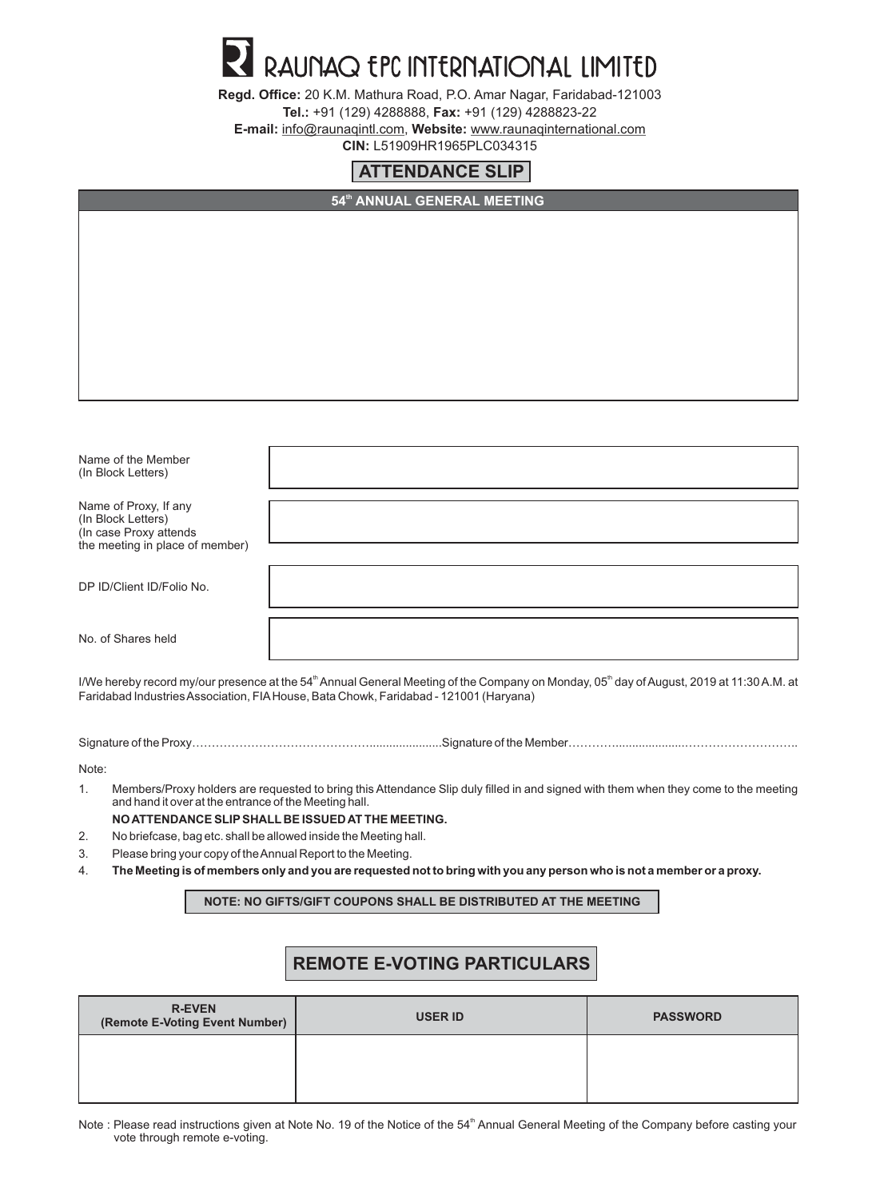# RAUNAQ EPC INTERNATIONAL LIMITED

**Regd. Office:** 20 K.M. Mathura Road, P.O. Amar Nagar, Faridabad-121003
**Tel.:** +91 (129) 4288888, **Fax:** +91 (129) 4288823-22
**E-mail:** info@raunaqintl.com, **Website:** www.raunaqinternational.com
**CIN:** L51909HR1965PLC034315

## ATTENDANCE SLIP

### 54th ANNUAL GENERAL MEETING

| | |
|---|---|
| Name of the Member (In Block Letters) | |
| Name of Proxy, If any (In Block Letters) (In case Proxy attends the meeting in place of member) | |
| DP ID/Client ID/Folio No. | |
| No. of Shares held | |

I/We hereby record my/our presence at the 54th Annual General Meeting of the Company on Monday, 05th day of August, 2019 at 11:30 A.M. at Faridabad Industries Association, FIA House, Bata Chowk, Faridabad - 121001 (Haryana)

Signature of the Proxy………………………………………....................Signature of the Member…………....................………………………..

Note:

1. Members/Proxy holders are requested to bring this Attendance Slip duly filled in and signed with them when they come to the meeting and hand it over at the entrance of the Meeting hall.
   **NO ATTENDANCE SLIP SHALL BE ISSUED AT THE MEETING.**
2. No briefcase, bag etc. shall be allowed inside the Meeting hall.
3. Please bring your copy of the Annual Report to the Meeting.
4. **The Meeting is of members only and you are requested not to bring with you any person who is not a member or a proxy.**

**NOTE: NO GIFTS/GIFT COUPONS SHALL BE DISTRIBUTED AT THE MEETING**

## REMOTE E-VOTING PARTICULARS

| R-EVEN (Remote E-Voting Event Number) | USER ID | PASSWORD |
|---|---|---|
| | | |

Note : Please read instructions given at Note No. 19 of the Notice of the 54th Annual General Meeting of the Company before casting your vote through remote e-voting.